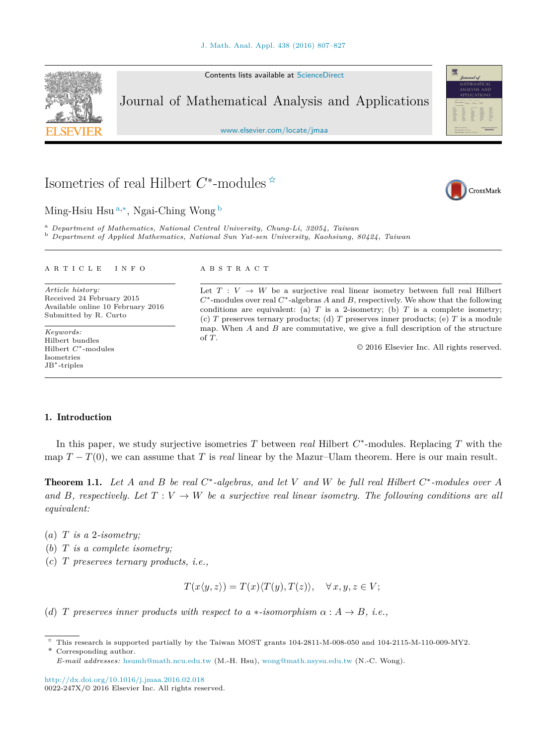# Isometries of real Hilbert $C^*$-modules ☆

Ming-Hsiu Hsu [a,*], Ngai-Ching Wong [b]

[a] *Department of Mathematics, National Central University, Chung-Li, 32054, Taiwan*

[b] *Department of Applied Mathematics, National Sun Yat-sen University, Kaohsiung, 80424, Taiwan*

ARTICLE INFO

*Article history:*
Received 24 February 2015
Available online 10 February 2016
Submitted by R. Curto

*Keywords:*
Hilbert bundles
Hilbert $C^*$-modules
Isometries
JB*-triples

ABSTRACT

Let $T : V \to W$ be a surjective real linear isometry between full real Hilbert $C^*$-modules over real $C^*$-algebras $A$ and $B$, respectively. We show that the following conditions are equivalent: (a) $T$ is a 2-isometry; (b) $T$ is a complete isometry; (c) $T$ preserves ternary products; (d) $T$ preserves inner products; (e) $T$ is a module map. When $A$ and $B$ are commutative, we give a full description of the structure of $T$.

© 2016 Elsevier Inc. All rights reserved.

## 1. Introduction

In this paper, we study surjective isometries $T$ between *real* Hilbert $C^*$-modules. Replacing $T$ with the map $T - T(0)$, we can assume that $T$ is *real* linear by the Mazur–Ulam theorem. Here is our main result.

**Theorem 1.1.** *Let $A$ and $B$ be real $C^*$-algebras, and let $V$ and $W$ be full real Hilbert $C^*$-modules over $A$ and $B$, respectively. Let $T : V \to W$ be a surjective real linear isometry. The following conditions are all equivalent:*

*(a) $T$ is a 2-isometry;*
*(b) $T$ is a complete isometry;*
*(c) $T$ preserves ternary products, i.e.,*

$$T(x\langle y, z\rangle) = T(x)\langle T(y), T(z)\rangle, \quad \forall\, x, y, z \in V;$$

*(d) $T$ preserves inner products with respect to a $*$-isomorphism $\alpha : A \to B$, i.e.,*

---

☆ This research is supported partially by the Taiwan MOST grants 104-2811-M-008-050 and 104-2115-M-110-009-MY2.

\* Corresponding author.

*E-mail addresses:* hsumh@math.ncu.edu.tw (M.-H. Hsu), wong@math.nsysu.edu.tw (N.-C. Wong).

http://dx.doi.org/10.1016/j.jmaa.2016.02.018
0022-247X/© 2016 Elsevier Inc. All rights reserved.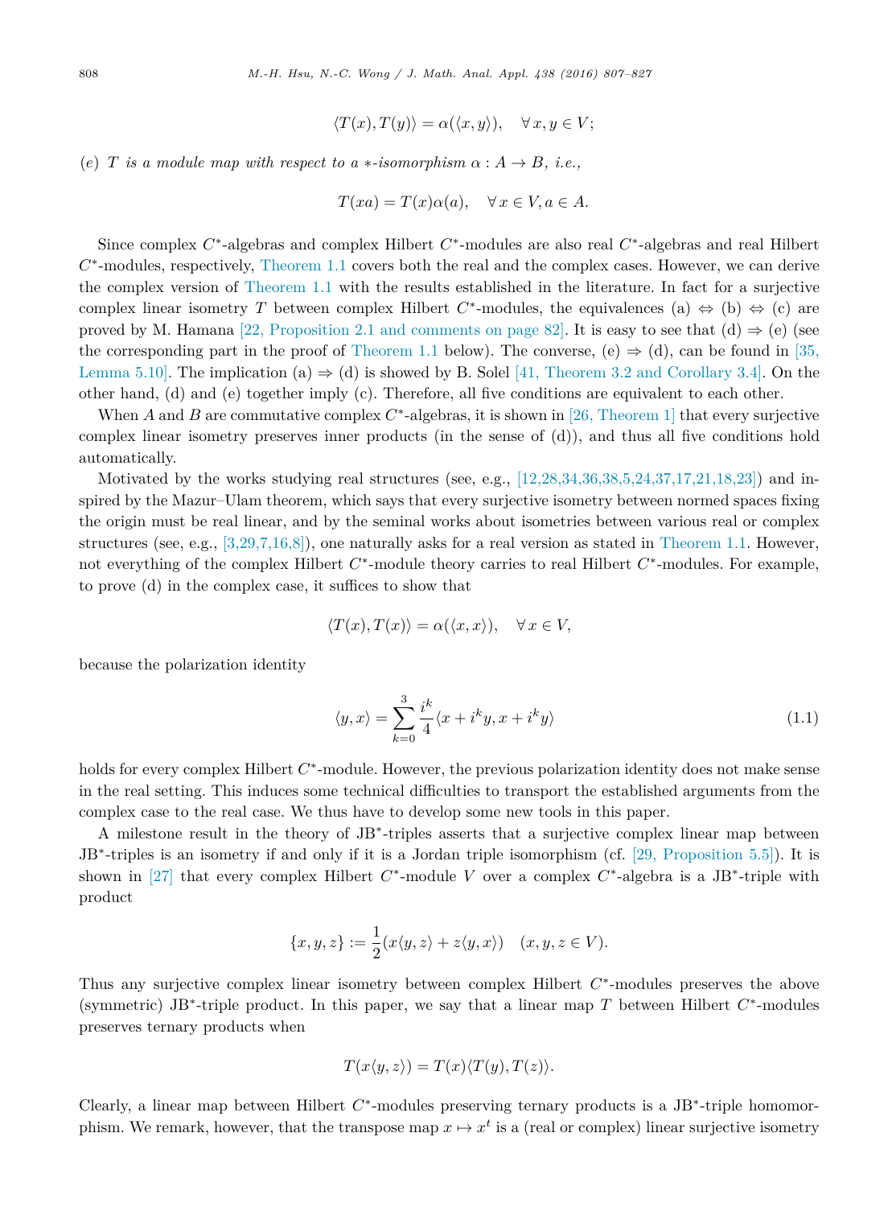$$\langle T(x), T(y)\rangle = \alpha(\langle x, y\rangle), \quad \forall\, x, y \in V;$$

(e) *$T$ is a module map with respect to a $*$-isomorphism $\alpha : A \to B$, i.e.,*

$$T(xa) = T(x)\alpha(a), \quad \forall\, x \in V, a \in A.$$

Since complex $C^*$-algebras and complex Hilbert $C^*$-modules are also real $C^*$-algebras and real Hilbert $C^*$-modules, respectively, Theorem 1.1 covers both the real and the complex cases. However, we can derive the complex version of Theorem 1.1 with the results established in the literature. In fact for a surjective complex linear isometry $T$ between complex Hilbert $C^*$-modules, the equivalences (a) $\Leftrightarrow$ (b) $\Leftrightarrow$ (c) are proved by M. Hamana [22, Proposition 2.1 and comments on page 82]. It is easy to see that (d) $\Rightarrow$ (e) (see the corresponding part in the proof of Theorem 1.1 below). The converse, (e) $\Rightarrow$ (d), can be found in [35, Lemma 5.10]. The implication (a) $\Rightarrow$ (d) is showed by B. Solel [41, Theorem 3.2 and Corollary 3.4]. On the other hand, (d) and (e) together imply (c). Therefore, all five conditions are equivalent to each other.

When $A$ and $B$ are commutative complex $C^*$-algebras, it is shown in [26, Theorem 1] that every surjective complex linear isometry preserves inner products (in the sense of (d)), and thus all five conditions hold automatically.

Motivated by the works studying real structures (see, e.g., [12,28,34,36,38,5,24,37,17,21,18,23]) and inspired by the Mazur–Ulam theorem, which says that every surjective isometry between normed spaces fixing the origin must be real linear, and by the seminal works about isometries between various real or complex structures (see, e.g., [3,29,7,16,8]), one naturally asks for a real version as stated in Theorem 1.1. However, not everything of the complex Hilbert $C^*$-module theory carries to real Hilbert $C^*$-modules. For example, to prove (d) in the complex case, it suffices to show that

$$\langle T(x), T(x)\rangle = \alpha(\langle x, x\rangle), \quad \forall\, x \in V,$$

because the polarization identity

$$\langle y, x\rangle = \sum_{k=0}^{3} \frac{i^k}{4}\langle x + i^k y, x + i^k y\rangle \tag{1.1}$$

holds for every complex Hilbert $C^*$-module. However, the previous polarization identity does not make sense in the real setting. This induces some technical difficulties to transport the established arguments from the complex case to the real case. We thus have to develop some new tools in this paper.

A milestone result in the theory of JB$^*$-triples asserts that a surjective complex linear map between JB$^*$-triples is an isometry if and only if it is a Jordan triple isomorphism (cf. [29, Proposition 5.5]). It is shown in [27] that every complex Hilbert $C^*$-module $V$ over a complex $C^*$-algebra is a JB$^*$-triple with product

$$\{x, y, z\} := \frac{1}{2}(x\langle y, z\rangle + z\langle y, x\rangle) \quad (x, y, z \in V).$$

Thus any surjective complex linear isometry between complex Hilbert $C^*$-modules preserves the above (symmetric) JB$^*$-triple product. In this paper, we say that a linear map $T$ between Hilbert $C^*$-modules preserves ternary products when

$$T(x\langle y, z\rangle) = T(x)\langle T(y), T(z)\rangle.$$

Clearly, a linear map between Hilbert $C^*$-modules preserving ternary products is a JB$^*$-triple homomorphism. We remark, however, that the transpose map $x \mapsto x^t$ is a (real or complex) linear surjective isometry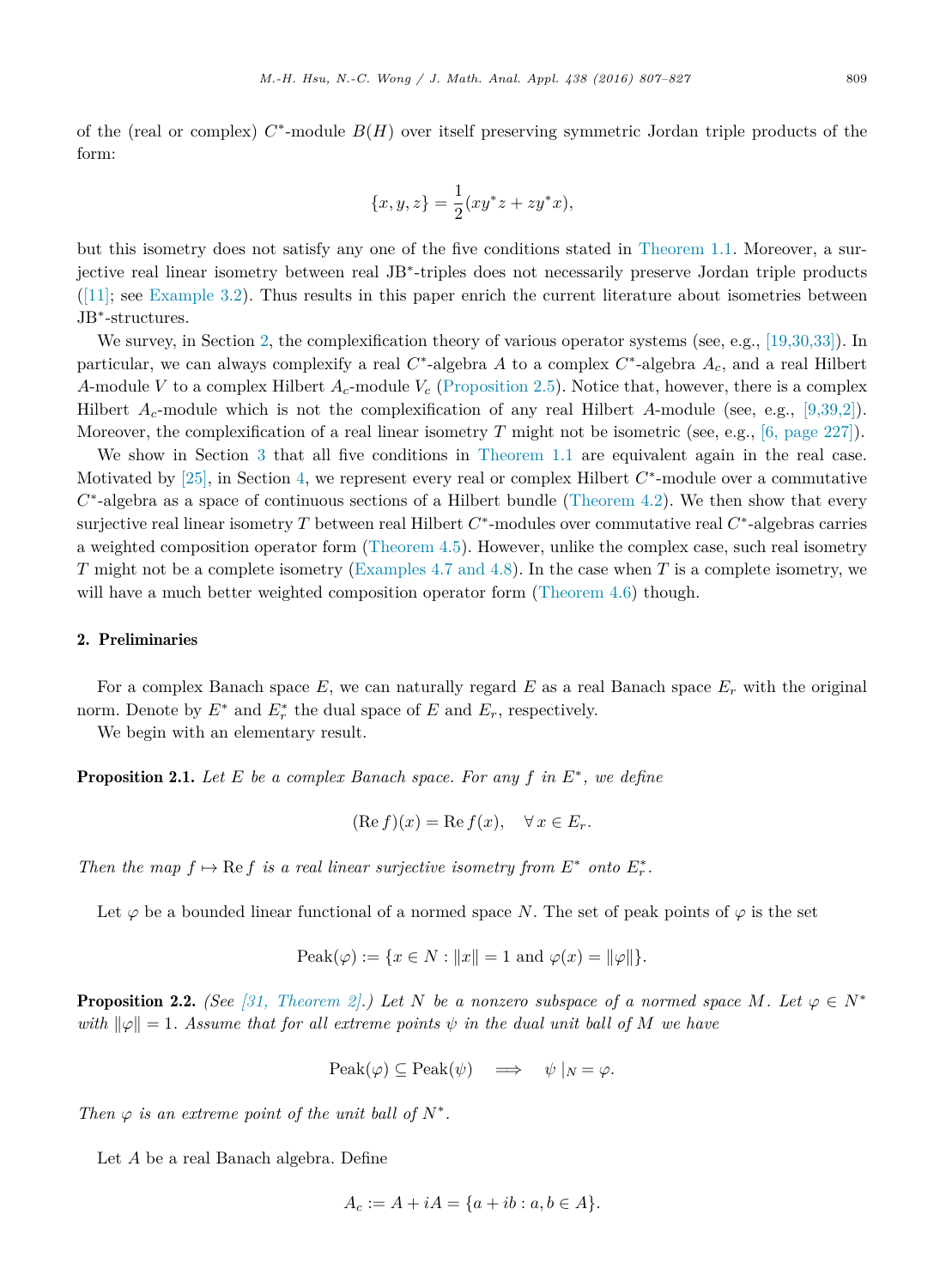of the (real or complex) $C^*$-module $B(H)$ over itself preserving symmetric Jordan triple products of the form:

$$\{x, y, z\} = \frac{1}{2}(xy^*z + zy^*x),$$

but this isometry does not satisfy any one of the five conditions stated in Theorem 1.1. Moreover, a surjective real linear isometry between real JB*-triples does not necessarily preserve Jordan triple products ([11]; see Example 3.2). Thus results in this paper enrich the current literature about isometries between JB*-structures.

We survey, in Section 2, the complexification theory of various operator systems (see, e.g., [19,30,33]). In particular, we can always complexify a real $C^*$-algebra $A$ to a complex $C^*$-algebra $A_c$, and a real Hilbert $A$-module $V$ to a complex Hilbert $A_c$-module $V_c$ (Proposition 2.5). Notice that, however, there is a complex Hilbert $A_c$-module which is not the complexification of any real Hilbert $A$-module (see, e.g., [9,39,2]). Moreover, the complexification of a real linear isometry $T$ might not be isometric (see, e.g., [6, page 227]).

We show in Section 3 that all five conditions in Theorem 1.1 are equivalent again in the real case. Motivated by [25], in Section 4, we represent every real or complex Hilbert $C^*$-module over a commutative $C^*$-algebra as a space of continuous sections of a Hilbert bundle (Theorem 4.2). We then show that every surjective real linear isometry $T$ between real Hilbert $C^*$-modules over commutative real $C^*$-algebras carries a weighted composition operator form (Theorem 4.5). However, unlike the complex case, such real isometry $T$ might not be a complete isometry (Examples 4.7 and 4.8). In the case when $T$ is a complete isometry, we will have a much better weighted composition operator form (Theorem 4.6) though.

## 2. Preliminaries

For a complex Banach space $E$, we can naturally regard $E$ as a real Banach space $E_r$ with the original norm. Denote by $E^*$ and $E_r^*$ the dual space of $E$ and $E_r$, respectively.

We begin with an elementary result.

**Proposition 2.1.** *Let $E$ be a complex Banach space. For any $f$ in $E^*$, we define*

$$(\operatorname{Re} f)(x) = \operatorname{Re} f(x), \quad \forall\, x \in E_r.$$

*Then the map $f \mapsto \operatorname{Re} f$ is a real linear surjective isometry from $E^*$ onto $E_r^*$.*

Let $\varphi$ be a bounded linear functional of a normed space $N$. The set of peak points of $\varphi$ is the set

$$\operatorname{Peak}(\varphi) := \{x \in N : \|x\| = 1 \text{ and } \varphi(x) = \|\varphi\|\}.$$

**Proposition 2.2.** *(See [31, Theorem 2].) Let $N$ be a nonzero subspace of a normed space $M$. Let $\varphi \in N^*$ with $\|\varphi\| = 1$. Assume that for all extreme points $\psi$ in the dual unit ball of $M$ we have*

$$\operatorname{Peak}(\varphi) \subseteq \operatorname{Peak}(\psi) \implies \psi\,|_N = \varphi.$$

*Then $\varphi$ is an extreme point of the unit ball of $N^*$.*

Let $A$ be a real Banach algebra. Define

$$A_c := A + iA = \{a + ib : a, b \in A\}.$$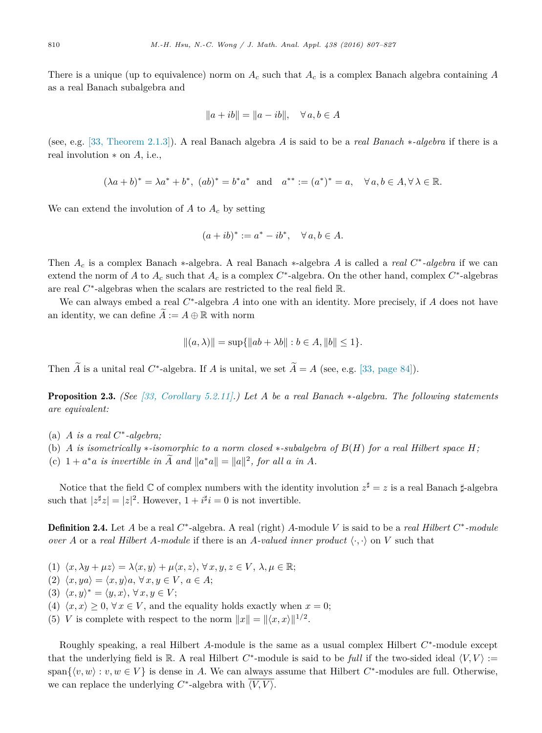There is a unique (up to equivalence) norm on $A_c$ such that $A_c$ is a complex Banach algebra containing $A$ as a real Banach subalgebra and

$$\|a + ib\| = \|a - ib\|, \quad \forall\, a, b \in A$$

(see, e.g. [33, Theorem 2.1.3]). A real Banach algebra $A$ is said to be a *real Banach $*$-algebra* if there is a real involution $*$ on $A$, i.e.,

$$(\lambda a + b)^* = \lambda a^* + b^*,\ (ab)^* = b^* a^* \ \text{ and } \ a^{**} := (a^*)^* = a, \quad \forall\, a, b \in A, \forall\, \lambda \in \mathbb{R}.$$

We can extend the involution of $A$ to $A_c$ by setting

$$(a + ib)^* := a^* - ib^*, \quad \forall\, a, b \in A.$$

Then $A_c$ is a complex Banach $*$-algebra. A real Banach $*$-algebra $A$ is called a *real $C^*$-algebra* if we can extend the norm of $A$ to $A_c$ such that $A_c$ is a complex $C^*$-algebra. On the other hand, complex $C^*$-algebras are real $C^*$-algebras when the scalars are restricted to the real field $\mathbb{R}$.

We can always embed a real $C^*$-algebra $A$ into one with an identity. More precisely, if $A$ does not have an identity, we can define $\widetilde{A} := A \oplus \mathbb{R}$ with norm

$$\|(a, \lambda)\| = \sup\{\|ab + \lambda b\| : b \in A, \|b\| \leq 1\}.$$

Then $\widetilde{A}$ is a unital real $C^*$-algebra. If $A$ is unital, we set $\widetilde{A} = A$ (see, e.g. [33, page 84]).

**Proposition 2.3.** *(See [33, Corollary 5.2.11].) Let A be a real Banach $*$-algebra. The following statements are equivalent:*

(a) *$A$ is a real $C^*$-algebra;*
(b) *$A$ is isometrically $*$-isomorphic to a norm closed $*$-subalgebra of $B(H)$ for a real Hilbert space $H$;*
(c) *$1 + a^*a$ is invertible in $\widetilde{A}$ and $\|a^*a\| = \|a\|^2$, for all $a$ in $A$.*

Notice that the field $\mathbb{C}$ of complex numbers with the identity involution $z^\sharp = z$ is a real Banach $\sharp$-algebra such that $|z^\sharp z| = |z|^2$. However, $1 + i^\sharp i = 0$ is not invertible.

**Definition 2.4.** Let $A$ be a real $C^*$-algebra. A real (right) $A$-module $V$ is said to be a *real Hilbert $C^*$-module over $A$* or a *real Hilbert $A$-module* if there is an *$A$-valued inner product* $\langle \cdot, \cdot \rangle$ on $V$ such that

(1) $\langle x, \lambda y + \mu z \rangle = \lambda \langle x, y \rangle + \mu \langle x, z \rangle$, $\forall\, x, y, z \in V$, $\lambda, \mu \in \mathbb{R}$;
(2) $\langle x, ya \rangle = \langle x, y \rangle a$, $\forall\, x, y \in V$, $a \in A$;
(3) $\langle x, y \rangle^* = \langle y, x \rangle$, $\forall\, x, y \in V$;
(4) $\langle x, x \rangle \geq 0$, $\forall\, x \in V$, and the equality holds exactly when $x = 0$;
(5) $V$ is complete with respect to the norm $\|x\| = \|\langle x, x \rangle\|^{1/2}$.

Roughly speaking, a real Hilbert $A$-module is the same as a usual complex Hilbert $C^*$-module except that the underlying field is $\mathbb{R}$. A real Hilbert $C^*$-module is said to be *full* if the two-sided ideal $\langle V, V \rangle := \operatorname{span}\{\langle v, w \rangle : v, w \in V\}$ is dense in $A$. We can always assume that Hilbert $C^*$-modules are full. Otherwise, we can replace the underlying $C^*$-algebra with $\overline{\langle V, V \rangle}$.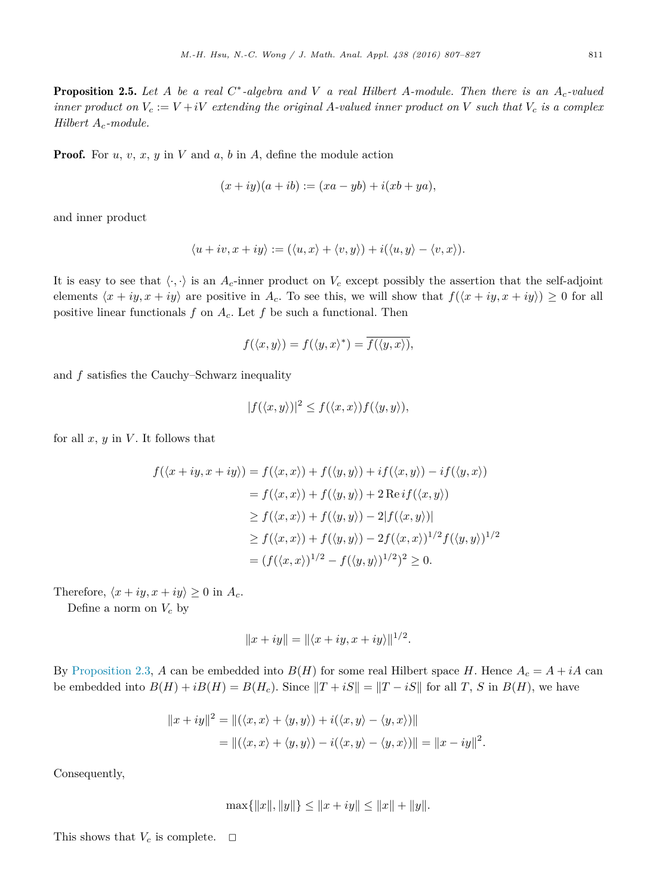**Proposition 2.5.** *Let $A$ be a real $C^*$-algebra and $V$ a real Hilbert $A$-module. Then there is an $A_c$-valued inner product on $V_c := V + iV$ extending the original $A$-valued inner product on $V$ such that $V_c$ is a complex Hilbert $A_c$-module.*

**Proof.** For $u$, $v$, $x$, $y$ in $V$ and $a$, $b$ in $A$, define the module action

$$(x + iy)(a + ib) := (xa - yb) + i(xb + ya),$$

and inner product

$$\langle u + iv, x + iy\rangle := (\langle u, x\rangle + \langle v, y\rangle) + i(\langle u, y\rangle - \langle v, x\rangle).$$

It is easy to see that $\langle \cdot, \cdot \rangle$ is an $A_c$-inner product on $V_c$ except possibly the assertion that the self-adjoint elements $\langle x + iy, x + iy\rangle$ are positive in $A_c$. To see this, we will show that $f(\langle x + iy, x + iy\rangle) \geq 0$ for all positive linear functionals $f$ on $A_c$. Let $f$ be such a functional. Then

$$f(\langle x, y\rangle) = f(\langle y, x\rangle^*) = \overline{f(\langle y, x\rangle)},$$

and $f$ satisfies the Cauchy–Schwarz inequality

$$|f(\langle x, y\rangle)|^2 \leq f(\langle x, x\rangle) f(\langle y, y\rangle),$$

for all $x$, $y$ in $V$. It follows that

$$\begin{aligned}
f(\langle x + iy, x + iy\rangle) &= f(\langle x, x\rangle) + f(\langle y, y\rangle) + if(\langle x, y\rangle) - if(\langle y, x\rangle) \\
&= f(\langle x, x\rangle) + f(\langle y, y\rangle) + 2 \operatorname{Re} if(\langle x, y\rangle) \\
&\geq f(\langle x, x\rangle) + f(\langle y, y\rangle) - 2|f(\langle x, y\rangle)| \\
&\geq f(\langle x, x\rangle) + f(\langle y, y\rangle) - 2f(\langle x, x\rangle)^{1/2} f(\langle y, y\rangle)^{1/2} \\
&= (f(\langle x, x\rangle)^{1/2} - f(\langle y, y\rangle)^{1/2})^2 \geq 0.
\end{aligned}$$

Therefore, $\langle x + iy, x + iy\rangle \geq 0$ in $A_c$.

Define a norm on $V_c$ by

$$\|x + iy\| = \|\langle x + iy, x + iy\rangle\|^{1/2}.$$

By Proposition 2.3, $A$ can be embedded into $B(H)$ for some real Hilbert space $H$. Hence $A_c = A + iA$ can be embedded into $B(H) + iB(H) = B(H_c)$. Since $\|T + iS\| = \|T - iS\|$ for all $T$, $S$ in $B(H)$, we have

$$\begin{aligned}
\|x + iy\|^2 &= \|(\langle x, x\rangle + \langle y, y\rangle) + i(\langle x, y\rangle - \langle y, x\rangle)\| \\
&= \|(\langle x, x\rangle + \langle y, y\rangle) - i(\langle x, y\rangle - \langle y, x\rangle)\| = \|x - iy\|^2.
\end{aligned}$$

Consequently,

$$\max\{\|x\|, \|y\|\} \leq \|x + iy\| \leq \|x\| + \|y\|.$$

This shows that $V_c$ is complete. $\square$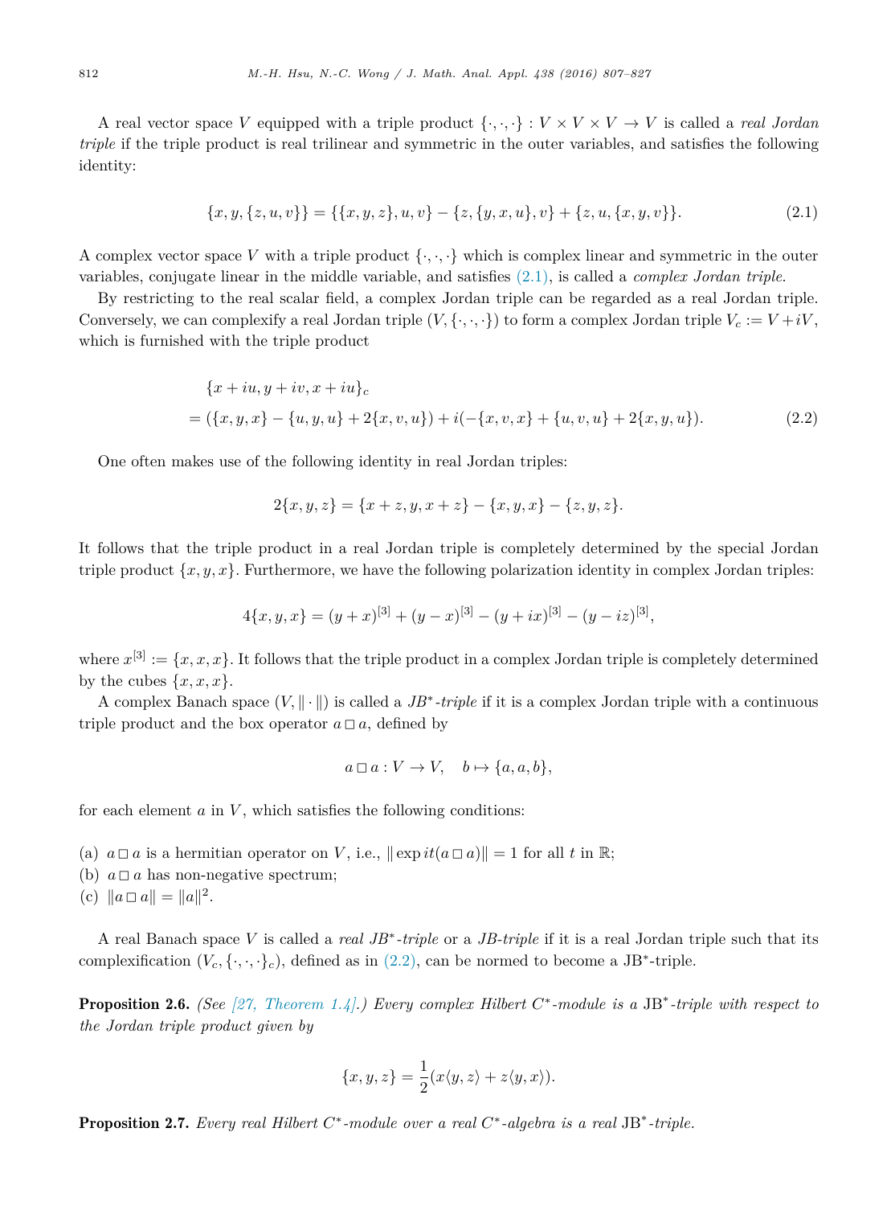A real vector space $V$ equipped with a triple product $\{\cdot,\cdot,\cdot\} : V \times V \times V \to V$ is called a *real Jordan triple* if the triple product is real trilinear and symmetric in the outer variables, and satisfies the following identity:

$$\{x, y, \{z, u, v\}\} = \{\{x, y, z\}, u, v\} - \{z, \{y, x, u\}, v\} + \{z, u, \{x, y, v\}\}. \tag{2.1}$$

A complex vector space $V$ with a triple product $\{\cdot,\cdot,\cdot\}$ which is complex linear and symmetric in the outer variables, conjugate linear in the middle variable, and satisfies (2.1), is called a *complex Jordan triple*.

By restricting to the real scalar field, a complex Jordan triple can be regarded as a real Jordan triple. Conversely, we can complexify a real Jordan triple $(V, \{\cdot,\cdot,\cdot\})$ to form a complex Jordan triple $V_c := V + iV$, which is furnished with the triple product

$$\begin{aligned}&\{x + iu, y + iv, x + iu\}_c \\ &= (\{x, y, x\} - \{u, y, u\} + 2\{x, v, u\}) + i(-\{x, v, x\} + \{u, v, u\} + 2\{x, y, u\}).\end{aligned} \tag{2.2}$$

One often makes use of the following identity in real Jordan triples:

$$2\{x, y, z\} = \{x + z, y, x + z\} - \{x, y, x\} - \{z, y, z\}.$$

It follows that the triple product in a real Jordan triple is completely determined by the special Jordan triple product $\{x, y, x\}$. Furthermore, we have the following polarization identity in complex Jordan triples:

$$4\{x, y, x\} = (y + x)^{[3]} + (y - x)^{[3]} - (y + ix)^{[3]} - (y - iz)^{[3]},$$

where $x^{[3]} := \{x, x, x\}$. It follows that the triple product in a complex Jordan triple is completely determined by the cubes $\{x, x, x\}$.

A complex Banach space $(V, \|\cdot\|)$ is called a *JB\*-triple* if it is a complex Jordan triple with a continuous triple product and the box operator $a \,\square\, a$, defined by

$$a \,\square\, a : V \to V, \quad b \mapsto \{a, a, b\},$$

for each element $a$ in $V$, which satisfies the following conditions:

(a) $a \,\square\, a$ is a hermitian operator on $V$, i.e., $\|\exp it(a \,\square\, a)\| = 1$ for all $t$ in $\mathbb{R}$;
(b) $a \,\square\, a$ has non-negative spectrum;
(c) $\|a \,\square\, a\| = \|a\|^2$.

A real Banach space $V$ is called a *real JB\*-triple* or a *JB-triple* if it is a real Jordan triple such that its complexification $(V_c, \{\cdot,\cdot,\cdot\}_c)$, defined as in (2.2), can be normed to become a JB\*-triple.

**Proposition 2.6.** *(See [27, Theorem 1.4].) Every complex Hilbert $C^*$-module is a* JB\**-triple with respect to the Jordan triple product given by*

$$\{x, y, z\} = \frac{1}{2}(x\langle y, z\rangle + z\langle y, x\rangle).$$

**Proposition 2.7.** *Every real Hilbert $C^*$-module over a real $C^*$-algebra is a real* JB\**-triple.*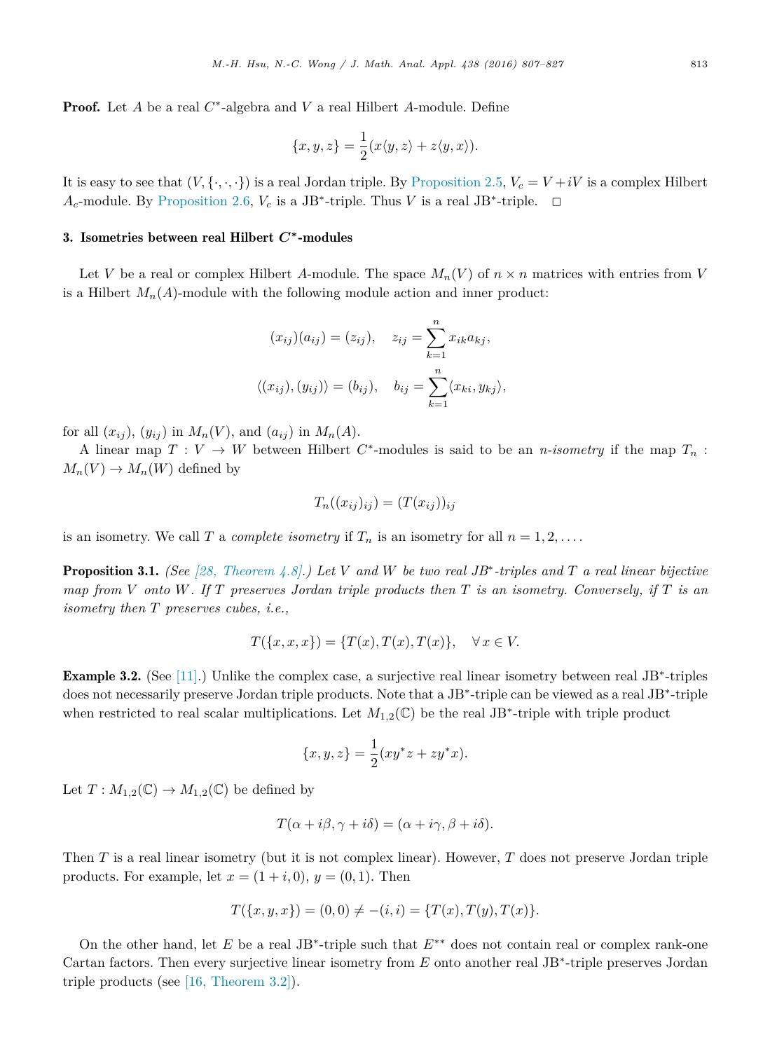**Proof.** Let $A$ be a real $C^*$-algebra and $V$ a real Hilbert $A$-module. Define

$$\{x, y, z\} = \frac{1}{2}(x\langle y, z\rangle + z\langle y, x\rangle).$$

It is easy to see that $(V, \{\cdot, \cdot, \cdot\})$ is a real Jordan triple. By Proposition 2.5, $V_c = V + iV$ is a complex Hilbert $A_c$-module. By Proposition 2.6, $V_c$ is a JB\*-triple. Thus $V$ is a real JB\*-triple. $\square$

## 3. Isometries between real Hilbert $C^*$-modules

Let $V$ be a real or complex Hilbert $A$-module. The space $M_n(V)$ of $n \times n$ matrices with entries from $V$ is a Hilbert $M_n(A)$-module with the following module action and inner product:

$$(x_{ij})(a_{ij}) = (z_{ij}), \quad z_{ij} = \sum_{k=1}^{n} x_{ik}a_{kj},$$

$$\langle (x_{ij}), (y_{ij})\rangle = (b_{ij}), \quad b_{ij} = \sum_{k=1}^{n} \langle x_{ki}, y_{kj}\rangle,$$

for all $(x_{ij})$, $(y_{ij})$ in $M_n(V)$, and $(a_{ij})$ in $M_n(A)$.

A linear map $T : V \to W$ between Hilbert $C^*$-modules is said to be an *n-isometry* if the map $T_n : M_n(V) \to M_n(W)$ defined by

$$T_n((x_{ij})_{ij}) = (T(x_{ij}))_{ij}$$

is an isometry. We call $T$ a *complete isometry* if $T_n$ is an isometry for all $n = 1, 2, \ldots$.

**Proposition 3.1.** *(See [28, Theorem 4.8].) Let $V$ and $W$ be two real JB\*-triples and $T$ a real linear bijective map from $V$ onto $W$. If $T$ preserves Jordan triple products then $T$ is an isometry. Conversely, if $T$ is an isometry then $T$ preserves cubes, i.e.,*

$$T(\{x, x, x\}) = \{T(x), T(x), T(x)\}, \quad \forall\, x \in V.$$

**Example 3.2.** (See [11].) Unlike the complex case, a surjective real linear isometry between real JB\*-triples does not necessarily preserve Jordan triple products. Note that a JB\*-triple can be viewed as a real JB\*-triple when restricted to real scalar multiplications. Let $M_{1,2}(\mathbb{C})$ be the real JB\*-triple with triple product

$$\{x, y, z\} = \frac{1}{2}(xy^*z + zy^*x).$$

Let $T : M_{1,2}(\mathbb{C}) \to M_{1,2}(\mathbb{C})$ be defined by

$$T(\alpha + i\beta, \gamma + i\delta) = (\alpha + i\gamma, \beta + i\delta).$$

Then $T$ is a real linear isometry (but it is not complex linear). However, $T$ does not preserve Jordan triple products. For example, let $x = (1 + i, 0)$, $y = (0, 1)$. Then

$$T(\{x, y, x\}) = (0, 0) \neq -(i, i) = \{T(x), T(y), T(x)\}.$$

On the other hand, let $E$ be a real JB\*-triple such that $E^{**}$ does not contain real or complex rank-one Cartan factors. Then every surjective linear isometry from $E$ onto another real JB\*-triple preserves Jordan triple products (see [16, Theorem 3.2]).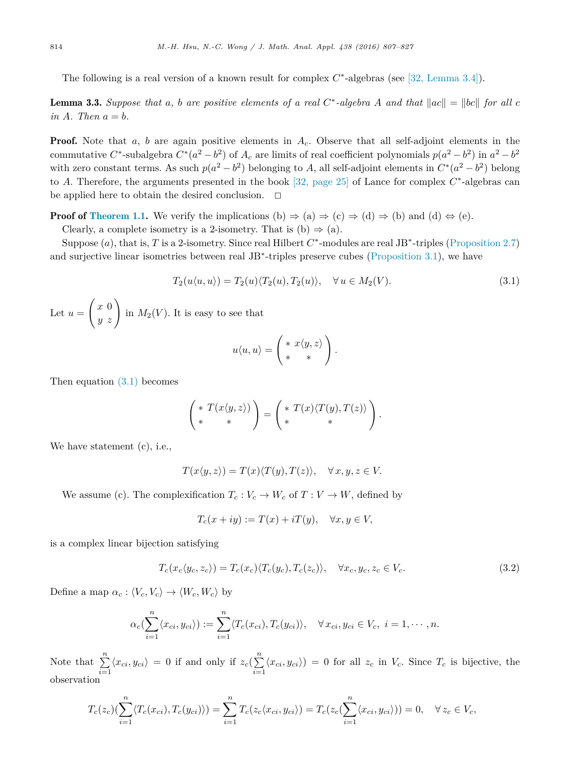The following is a real version of a known result for complex $C^*$-algebras (see [32, Lemma 3.4]).

**Lemma 3.3.** *Suppose that $a$, $b$ are positive elements of a real $C^*$-algebra $A$ and that $\|ac\| = \|bc\|$ for all $c$ in $A$. Then $a = b$.*

**Proof.** Note that $a$, $b$ are again positive elements in $A_c$. Observe that all self-adjoint elements in the commutative $C^*$-subalgebra $C^*(a^2 - b^2)$ of $A_c$ are limits of real coefficient polynomials $p(a^2 - b^2)$ in $a^2 - b^2$ with zero constant terms. As such $p(a^2 - b^2)$ belonging to $A$, all self-adjoint elements in $C^*(a^2 - b^2)$ belong to $A$. Therefore, the arguments presented in the book [32, page 25] of Lance for complex $C^*$-algebras can be applied here to obtain the desired conclusion. $\square$

**Proof of Theorem 1.1.** We verify the implications (b) $\Rightarrow$ (a) $\Rightarrow$ (c) $\Rightarrow$ (d) $\Rightarrow$ (b) and (d) $\Leftrightarrow$ (e).

Clearly, a complete isometry is a 2-isometry. That is (b) $\Rightarrow$ (a).

Suppose (*a*), that is, $T$ is a 2-isometry. Since real Hilbert $C^*$-modules are real JB$^*$-triples (Proposition 2.7) and surjective linear isometries between real JB$^*$-triples preserve cubes (Proposition 3.1), we have

$$T_2(u\langle u, u\rangle) = T_2(u)\langle T_2(u), T_2(u)\rangle, \quad \forall\, u \in M_2(V). \tag{3.1}$$

Let $u = \begin{pmatrix} x & 0 \\ y & z \end{pmatrix}$ in $M_2(V)$. It is easy to see that

$$u\langle u, u\rangle = \begin{pmatrix} * & x\langle y, z\rangle \\ * & * \end{pmatrix}.$$

Then equation (3.1) becomes

$$\begin{pmatrix} * & T(x\langle y, z\rangle) \\ * & * \end{pmatrix} = \begin{pmatrix} * & T(x)\langle T(y), T(z)\rangle \\ * & * \end{pmatrix}.$$

We have statement (c), i.e.,

$$T(x\langle y, z\rangle) = T(x)\langle T(y), T(z)\rangle, \quad \forall\, x, y, z \in V.$$

We assume (c). The complexification $T_c : V_c \to W_c$ of $T : V \to W$, defined by

$$T_c(x + iy) := T(x) + iT(y), \quad \forall x, y \in V,$$

is a complex linear bijection satisfying

$$T_c(x_c\langle y_c, z_c\rangle) = T_c(x_c)\langle T_c(y_c), T_c(z_c)\rangle, \quad \forall x_c, y_c, z_c \in V_c. \tag{3.2}$$

Define a map $\alpha_c : \langle V_c, V_c\rangle \to \langle W_c, W_c\rangle$ by

$$\alpha_c(\sum_{i=1}^{n} \langle x_{ci}, y_{ci}\rangle) := \sum_{i=1}^{n} \langle T_c(x_{ci}), T_c(y_{ci})\rangle, \quad \forall\, x_{ci}, y_{ci} \in V_c,\ i = 1, \cdots, n.$$

Note that $\sum_{i=1}^{n} \langle x_{ci}, y_{ci}\rangle = 0$ if and only if $z_c(\sum_{i=1}^{n} \langle x_{ci}, y_{ci}\rangle) = 0$ for all $z_c$ in $V_c$. Since $T_c$ is bijective, the observation

$$T_c(z_c)(\sum_{i=1}^{n} \langle T_c(x_{ci}), T_c(y_{ci})\rangle) = \sum_{i=1}^{n} T_c(z_c\langle x_{ci}, y_{ci}\rangle) = T_c(z_c(\sum_{i=1}^{n} \langle x_{ci}, y_{ci}\rangle)) = 0, \quad \forall\, z_c \in V_c,$$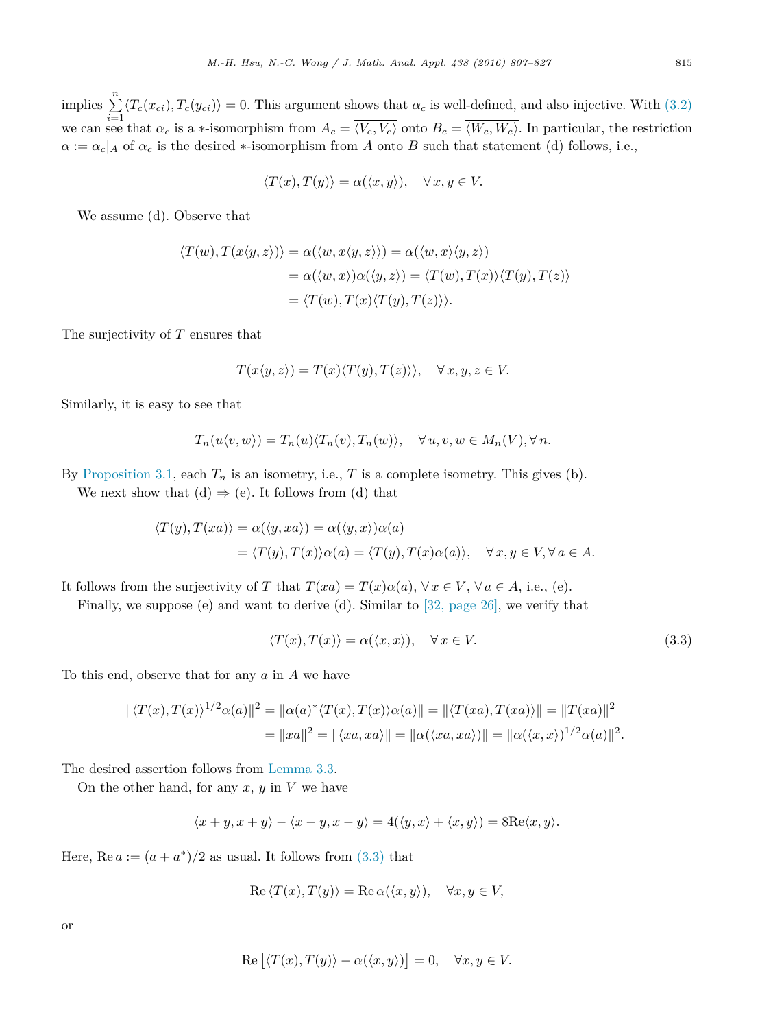implies $\sum_{i=1}^{n} \langle T_c(x_{ci}), T_c(y_{ci}) \rangle = 0$. This argument shows that $\alpha_c$ is well-defined, and also injective. With (3.2) we can see that $\alpha_c$ is a $*$-isomorphism from $A_c = \overline{\langle V_c, V_c \rangle}$ onto $B_c = \overline{\langle W_c, W_c \rangle}$. In particular, the restriction $\alpha := \alpha_c|_A$ of $\alpha_c$ is the desired $*$-isomorphism from $A$ onto $B$ such that statement (d) follows, i.e.,

$$\langle T(x), T(y) \rangle = \alpha(\langle x, y \rangle), \quad \forall\, x, y \in V.$$

We assume (d). Observe that

$$\begin{aligned}
\langle T(w), T(x\langle y, z \rangle) \rangle &= \alpha(\langle w, x\langle y, z \rangle \rangle) = \alpha(\langle w, x \rangle \langle y, z \rangle) \\
&= \alpha(\langle w, x \rangle)\alpha(\langle y, z \rangle) = \langle T(w), T(x) \rangle \langle T(y), T(z) \rangle \\
&= \langle T(w), T(x)\langle T(y), T(z) \rangle \rangle.
\end{aligned}$$

The surjectivity of $T$ ensures that

$$T(x\langle y, z \rangle) = T(x)\langle T(y), T(z) \rangle, \quad \forall\, x, y, z \in V.$$

Similarly, it is easy to see that

$$T_n(u\langle v, w \rangle) = T_n(u)\langle T_n(v), T_n(w) \rangle, \quad \forall\, u, v, w \in M_n(V), \forall\, n.$$

By Proposition 3.1, each $T_n$ is an isometry, i.e., $T$ is a complete isometry. This gives (b).

We next show that (d) $\Rightarrow$ (e). It follows from (d) that

$$\begin{aligned}
\langle T(y), T(xa) \rangle &= \alpha(\langle y, xa \rangle) = \alpha(\langle y, x \rangle)\alpha(a) \\
&= \langle T(y), T(x) \rangle \alpha(a) = \langle T(y), T(x)\alpha(a) \rangle, \quad \forall\, x, y \in V, \forall\, a \in A.
\end{aligned}$$

It follows from the surjectivity of $T$ that $T(xa) = T(x)\alpha(a)$, $\forall\, x \in V$, $\forall\, a \in A$, i.e., (e).

Finally, we suppose (e) and want to derive (d). Similar to [32, page 26], we verify that

$$\langle T(x), T(x) \rangle = \alpha(\langle x, x \rangle), \quad \forall\, x \in V. \tag{3.3}$$

To this end, observe that for any $a$ in $A$ we have

$$\begin{aligned}
\|\langle T(x), T(x) \rangle^{1/2}\alpha(a)\|^2 &= \|\alpha(a)^* \langle T(x), T(x) \rangle \alpha(a)\| = \|\langle T(xa), T(xa) \rangle\| = \|T(xa)\|^2 \\
&= \|xa\|^2 = \|\langle xa, xa \rangle\| = \|\alpha(\langle xa, xa \rangle)\| = \|\alpha(\langle x, x \rangle)^{1/2}\alpha(a)\|^2.
\end{aligned}$$

The desired assertion follows from Lemma 3.3.

On the other hand, for any $x$, $y$ in $V$ we have

$$\langle x + y, x + y \rangle - \langle x - y, x - y \rangle = 4(\langle y, x \rangle + \langle x, y \rangle) = 8\mathrm{Re}\langle x, y \rangle.$$

Here, $\mathrm{Re}\, a := (a + a^*)/2$ as usual. It follows from (3.3) that

$$\mathrm{Re}\, \langle T(x), T(y) \rangle = \mathrm{Re}\, \alpha(\langle x, y \rangle), \quad \forall x, y \in V,$$

or

$$\mathrm{Re}\left[ \langle T(x), T(y) \rangle - \alpha(\langle x, y \rangle) \right] = 0, \quad \forall x, y \in V.$$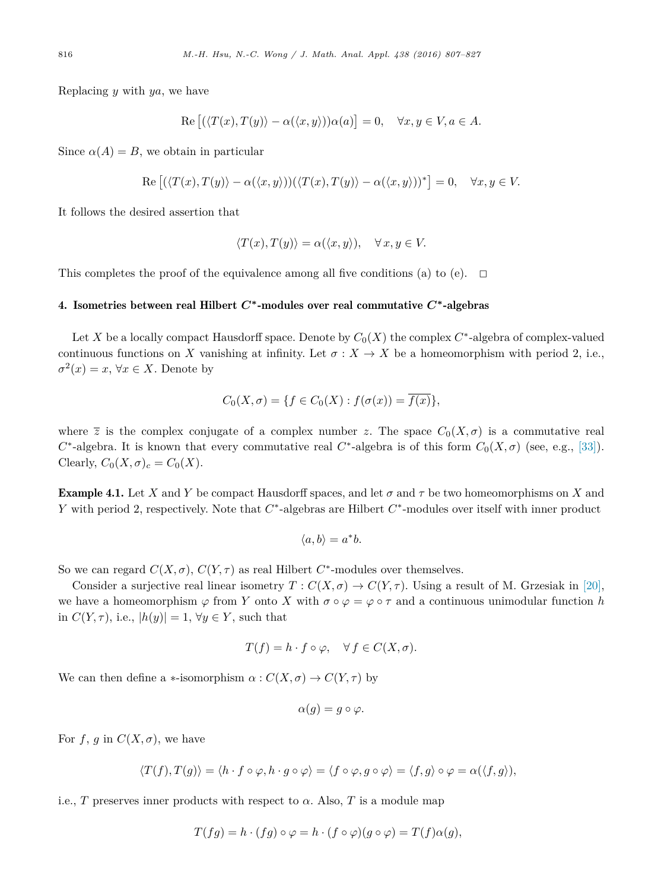Replacing $y$ with $ya$, we have

$$\text{Re}\left[(\langle T(x), T(y)\rangle - \alpha(\langle x, y\rangle))\alpha(a)\right] = 0, \quad \forall x, y \in V, a \in A.$$

Since $\alpha(A) = B$, we obtain in particular

$$\text{Re}\left[(\langle T(x), T(y)\rangle - \alpha(\langle x, y\rangle))(\langle T(x), T(y)\rangle - \alpha(\langle x, y\rangle))^*\right] = 0, \quad \forall x, y \in V.$$

It follows the desired assertion that

$$\langle T(x), T(y)\rangle = \alpha(\langle x, y\rangle), \quad \forall\, x, y \in V.$$

This completes the proof of the equivalence among all five conditions (a) to (e). $\square$

## 4. Isometries between real Hilbert $C^*$-modules over real commutative $C^*$-algebras

Let $X$ be a locally compact Hausdorff space. Denote by $C_0(X)$ the complex $C^*$-algebra of complex-valued continuous functions on $X$ vanishing at infinity. Let $\sigma : X \to X$ be a homeomorphism with period 2, i.e., $\sigma^2(x) = x$, $\forall x \in X$. Denote by

$$C_0(X, \sigma) = \{f \in C_0(X) : f(\sigma(x)) = \overline{f(x)}\},$$

where $\overline{z}$ is the complex conjugate of a complex number $z$. The space $C_0(X, \sigma)$ is a commutative real $C^*$-algebra. It is known that every commutative real $C^*$-algebra is of this form $C_0(X, \sigma)$ (see, e.g., [33]). Clearly, $C_0(X, \sigma)_c = C_0(X)$.

**Example 4.1.** Let $X$ and $Y$ be compact Hausdorff spaces, and let $\sigma$ and $\tau$ be two homeomorphisms on $X$ and $Y$ with period 2, respectively. Note that $C^*$-algebras are Hilbert $C^*$-modules over itself with inner product

$$\langle a, b\rangle = a^* b.$$

So we can regard $C(X, \sigma)$, $C(Y, \tau)$ as real Hilbert $C^*$-modules over themselves.

Consider a surjective real linear isometry $T : C(X, \sigma) \to C(Y, \tau)$. Using a result of M. Grzesiak in [20], we have a homeomorphism $\varphi$ from $Y$ onto $X$ with $\sigma \circ \varphi = \varphi \circ \tau$ and a continuous unimodular function $h$ in $C(Y, \tau)$, i.e., $|h(y)| = 1$, $\forall y \in Y$, such that

$$T(f) = h \cdot f \circ \varphi, \quad \forall\, f \in C(X, \sigma).$$

We can then define a $*$-isomorphism $\alpha : C(X, \sigma) \to C(Y, \tau)$ by

$$\alpha(g) = g \circ \varphi.$$

For $f$, $g$ in $C(X, \sigma)$, we have

$$\langle T(f), T(g)\rangle = \langle h \cdot f \circ \varphi, h \cdot g \circ \varphi\rangle = \langle f \circ \varphi, g \circ \varphi\rangle = \langle f, g\rangle \circ \varphi = \alpha(\langle f, g\rangle),$$

i.e., $T$ preserves inner products with respect to $\alpha$. Also, $T$ is a module map

$$T(fg) = h \cdot (fg) \circ \varphi = h \cdot (f \circ \varphi)(g \circ \varphi) = T(f)\alpha(g),$$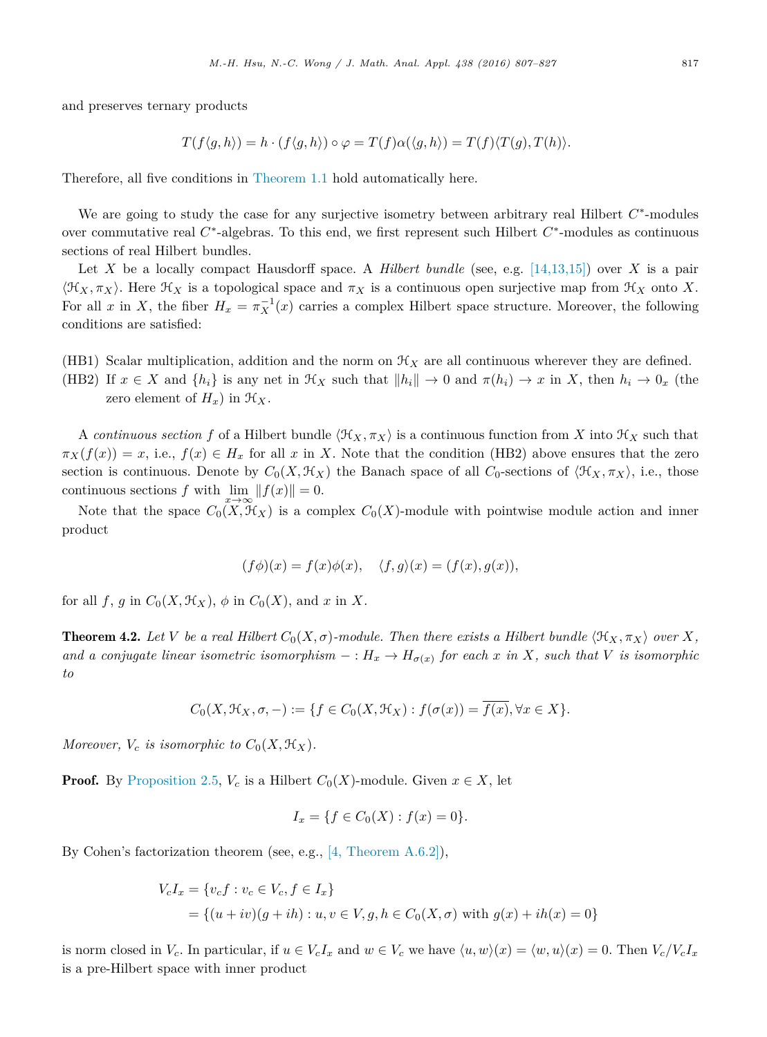and preserves ternary products

$$T(f\langle g,h\rangle) = h\cdot (f\langle g,h\rangle)\circ\varphi = T(f)\alpha(\langle g,h\rangle) = T(f)\langle T(g),T(h)\rangle.$$

Therefore, all five conditions in Theorem 1.1 hold automatically here.

We are going to study the case for any surjective isometry between arbitrary real Hilbert $C^*$-modules over commutative real $C^*$-algebras. To this end, we first represent such Hilbert $C^*$-modules as continuous sections of real Hilbert bundles.

Let $X$ be a locally compact Hausdorff space. A *Hilbert bundle* (see, e.g. [14,13,15]) over $X$ is a pair $\langle \mathcal{H}_X, \pi_X\rangle$. Here $\mathcal{H}_X$ is a topological space and $\pi_X$ is a continuous open surjective map from $\mathcal{H}_X$ onto $X$. For all $x$ in $X$, the fiber $H_x = \pi_X^{-1}(x)$ carries a complex Hilbert space structure. Moreover, the following conditions are satisfied:

(HB1) Scalar multiplication, addition and the norm on $\mathcal{H}_X$ are all continuous wherever they are defined.

(HB2) If $x\in X$ and $\{h_i\}$ is any net in $\mathcal{H}_X$ such that $\|h_i\|\to 0$ and $\pi(h_i)\to x$ in $X$, then $h_i\to 0_x$ (the zero element of $H_x$) in $\mathcal{H}_X$.

A *continuous section* $f$ of a Hilbert bundle $\langle \mathcal{H}_X, \pi_X\rangle$ is a continuous function from $X$ into $\mathcal{H}_X$ such that $\pi_X(f(x)) = x$, i.e., $f(x)\in H_x$ for all $x$ in $X$. Note that the condition (HB2) above ensures that the zero section is continuous. Denote by $C_0(X,\mathcal{H}_X)$ the Banach space of all $C_0$-sections of $\langle \mathcal{H}_X, \pi_X\rangle$, i.e., those continuous sections $f$ with $\lim_{x\to\infty}\|f(x)\| = 0$.

Note that the space $C_0(X,\mathcal{H}_X)$ is a complex $C_0(X)$-module with pointwise module action and inner product

$$(f\phi)(x) = f(x)\phi(x), \quad \langle f,g\rangle(x) = (f(x),g(x)),$$

for all $f$, $g$ in $C_0(X,\mathcal{H}_X)$, $\phi$ in $C_0(X)$, and $x$ in $X$.

**Theorem 4.2.** *Let $V$ be a real Hilbert $C_0(X,\sigma)$-module. Then there exists a Hilbert bundle $\langle \mathcal{H}_X, \pi_X\rangle$ over $X$, and a conjugate linear isometric isomorphism $- : H_x\to H_{\sigma(x)}$ for each $x$ in $X$, such that $V$ is isomorphic to*

$$C_0(X,\mathcal{H}_X,\sigma,-) := \{f\in C_0(X,\mathcal{H}_X) : f(\sigma(x)) = \overline{f(x)}, \forall x\in X\}.$$

*Moreover, $V_c$ is isomorphic to $C_0(X,\mathcal{H}_X)$.*

**Proof.** By Proposition 2.5, $V_c$ is a Hilbert $C_0(X)$-module. Given $x\in X$, let

$$I_x = \{f\in C_0(X) : f(x) = 0\}.$$

By Cohen's factorization theorem (see, e.g., [4, Theorem A.6.2]),

$$\begin{aligned}
V_cI_x &= \{v_cf : v_c\in V_c, f\in I_x\}\\
&= \{(u+iv)(g+ih) : u,v\in V, g,h\in C_0(X,\sigma) \text{ with } g(x)+ih(x) = 0\}
\end{aligned}$$

is norm closed in $V_c$. In particular, if $u\in V_cI_x$ and $w\in V_c$ we have $\langle u,w\rangle(x) = \langle w,u\rangle(x) = 0$. Then $V_c/V_cI_x$ is a pre-Hilbert space with inner product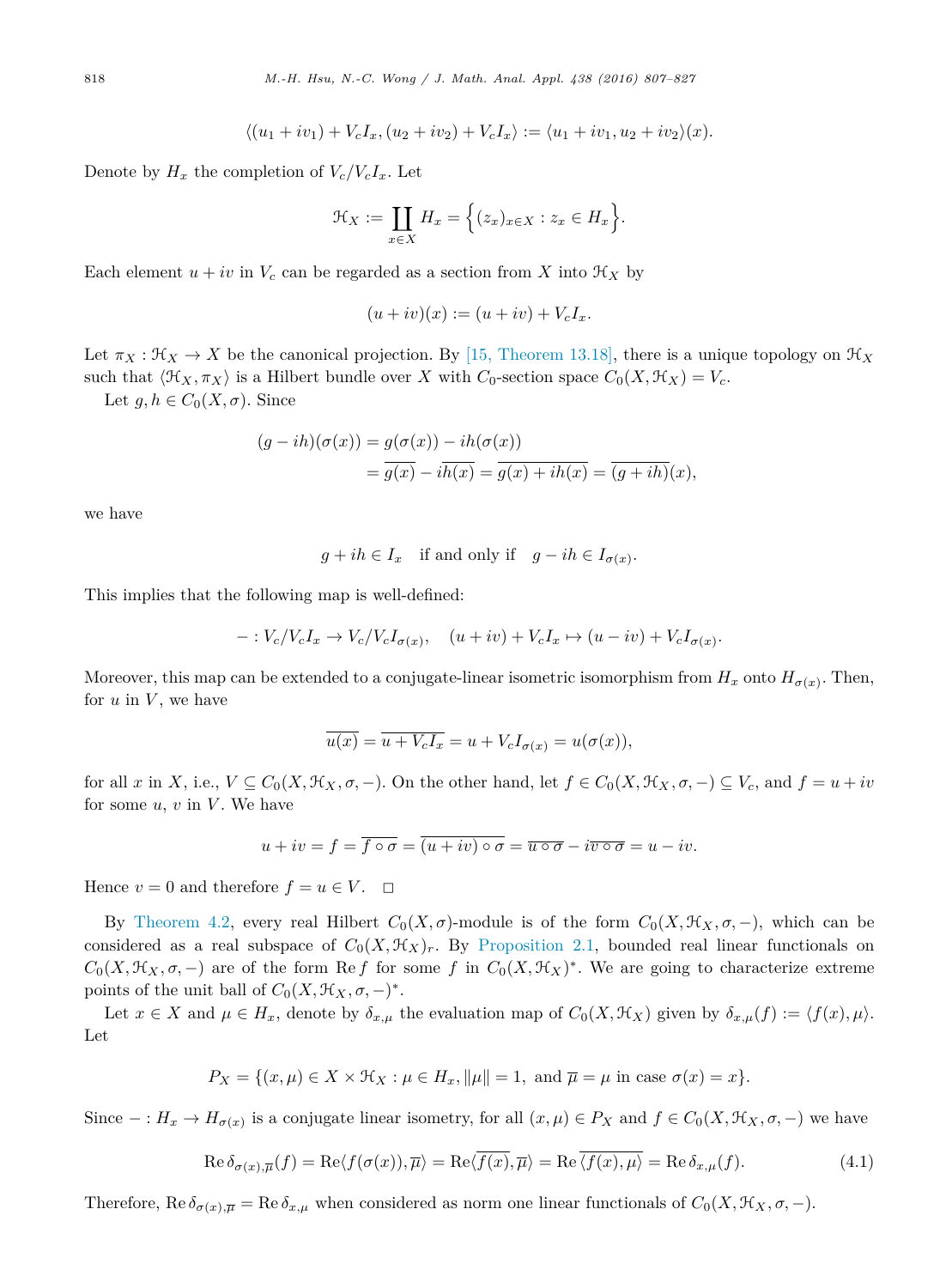$$\langle (u_1 + iv_1) + V_c I_x, (u_2 + iv_2) + V_c I_x \rangle := \langle u_1 + iv_1, u_2 + iv_2 \rangle(x).$$

Denote by $H_x$ the completion of $V_c/V_c I_x$. Let

$$\mathcal{H}_X := \coprod_{x \in X} H_x = \Big\{ (z_x)_{x\in X} : z_x \in H_x \Big\}.$$

Each element $u + iv$ in $V_c$ can be regarded as a section from $X$ into $\mathcal{H}_X$ by

$$(u + iv)(x) := (u + iv) + V_c I_x.$$

Let $\pi_X : \mathcal{H}_X \to X$ be the canonical projection. By [15, Theorem 13.18], there is a unique topology on $\mathcal{H}_X$ such that $\langle \mathcal{H}_X, \pi_X \rangle$ is a Hilbert bundle over $X$ with $C_0$-section space $C_0(X, \mathcal{H}_X) = V_c$.

Let $g, h \in C_0(X, \sigma)$. Since

$$\begin{aligned}(g - ih)(\sigma(x)) &= g(\sigma(x)) - ih(\sigma(x)) \\ &= \overline{g(x)} - i\overline{h(x)} = \overline{g(x) + ih(x)} = \overline{(g + ih)}(x),\end{aligned}$$

we have

$$g + ih \in I_x \quad \text{if and only if} \quad g - ih \in I_{\sigma(x)}.$$

This implies that the following map is well-defined:

$$- : V_c/V_c I_x \to V_c/V_c I_{\sigma(x)}, \quad (u + iv) + V_c I_x \mapsto (u - iv) + V_c I_{\sigma(x)}.$$

Moreover, this map can be extended to a conjugate-linear isometric isomorphism from $H_x$ onto $H_{\sigma(x)}$. Then, for $u$ in $V$, we have

$$\overline{u(x)} = \overline{u + V_c I_x} = u + V_c I_{\sigma(x)} = u(\sigma(x)),$$

for all $x$ in $X$, i.e., $V \subseteq C_0(X, \mathcal{H}_X, \sigma, -)$. On the other hand, let $f \in C_0(X, \mathcal{H}_X, \sigma, -) \subseteq V_c$, and $f = u + iv$ for some $u$, $v$ in $V$. We have

$$u + iv = f = \overline{f \circ \sigma} = \overline{(u + iv) \circ \sigma} = \overline{u \circ \sigma} - i\overline{v \circ \sigma} = u - iv.$$

Hence $v = 0$ and therefore $f = u \in V$. $\square$

By Theorem 4.2, every real Hilbert $C_0(X, \sigma)$-module is of the form $C_0(X, \mathcal{H}_X, \sigma, -)$, which can be considered as a real subspace of $C_0(X, \mathcal{H}_X)_r$. By Proposition 2.1, bounded real linear functionals on $C_0(X, \mathcal{H}_X, \sigma, -)$ are of the form $\operatorname{Re} f$ for some $f$ in $C_0(X, \mathcal{H}_X)^*$. We are going to characterize extreme points of the unit ball of $C_0(X, \mathcal{H}_X, \sigma, -)^*$.

Let $x \in X$ and $\mu \in H_x$, denote by $\delta_{x,\mu}$ the evaluation map of $C_0(X, \mathcal{H}_X)$ given by $\delta_{x,\mu}(f) := \langle f(x), \mu \rangle$. Let

$$P_X = \{(x, \mu) \in X \times \mathcal{H}_X : \mu \in H_x, \|\mu\| = 1, \text{ and } \overline{\mu} = \mu \text{ in case } \sigma(x) = x\}.$$

Since $- : H_x \to H_{\sigma(x)}$ is a conjugate linear isometry, for all $(x, \mu) \in P_X$ and $f \in C_0(X, \mathcal{H}_X, \sigma, -)$ we have

$$\operatorname{Re} \delta_{\sigma(x),\overline{\mu}}(f) = \operatorname{Re}\langle f(\sigma(x)), \overline{\mu} \rangle = \operatorname{Re}\langle \overline{f(x)}, \overline{\mu} \rangle = \operatorname{Re} \overline{\langle f(x), \mu \rangle} = \operatorname{Re} \delta_{x,\mu}(f). \tag{4.1}$$

Therefore, $\operatorname{Re} \delta_{\sigma(x),\overline{\mu}} = \operatorname{Re} \delta_{x,\mu}$ when considered as norm one linear functionals of $C_0(X, \mathcal{H}_X, \sigma, -)$.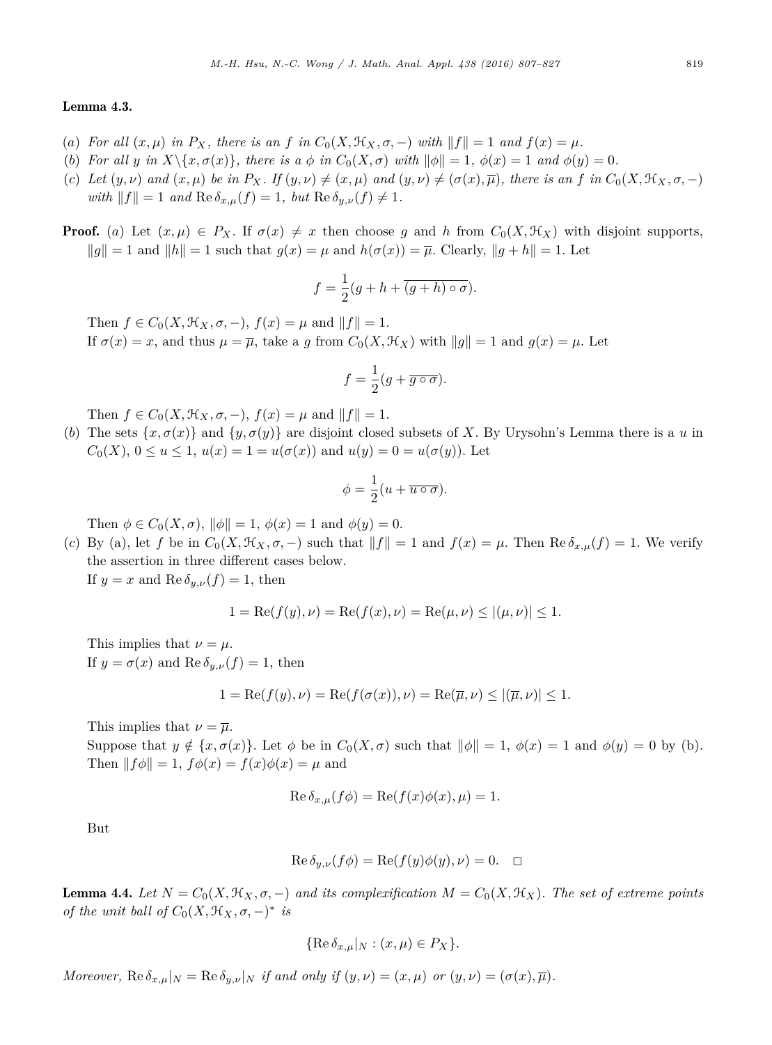**Lemma 4.3.**

(a) *For all $(x,\mu)$ in $P_X$, there is an $f$ in $C_0(X, \mathcal{H}_X, \sigma, -)$ with $\|f\| = 1$ and $f(x) = \mu$.*

(b) *For all $y$ in $X\backslash\{x, \sigma(x)\}$, there is a $\phi$ in $C_0(X, \sigma)$ with $\|\phi\| = 1$, $\phi(x) = 1$ and $\phi(y) = 0$.*

(c) *Let $(y, \nu)$ and $(x, \mu)$ be in $P_X$. If $(y, \nu) \neq (x, \mu)$ and $(y, \nu) \neq (\sigma(x), \overline{\mu})$, there is an $f$ in $C_0(X, \mathcal{H}_X, \sigma, -)$ with $\|f\| = 1$ and $\operatorname{Re} \delta_{x,\mu}(f) = 1$, but $\operatorname{Re} \delta_{y,\nu}(f) \neq 1$.*

**Proof.** (a) Let $(x, \mu) \in P_X$. If $\sigma(x) \neq x$ then choose $g$ and $h$ from $C_0(X, \mathcal{H}_X)$ with disjoint supports, $\|g\| = 1$ and $\|h\| = 1$ such that $g(x) = \mu$ and $h(\sigma(x)) = \overline{\mu}$. Clearly, $\|g + h\| = 1$. Let

$$f = \frac{1}{2}(g + h + \overline{(g + h) \circ \sigma}).$$

Then $f \in C_0(X, \mathcal{H}_X, \sigma, -)$, $f(x) = \mu$ and $\|f\| = 1$.

If $\sigma(x) = x$, and thus $\mu = \overline{\mu}$, take a $g$ from $C_0(X, \mathcal{H}_X)$ with $\|g\| = 1$ and $g(x) = \mu$. Let

$$f = \frac{1}{2}(g + \overline{g \circ \sigma}).$$

Then $f \in C_0(X, \mathcal{H}_X, \sigma, -)$, $f(x) = \mu$ and $\|f\| = 1$.

(b) The sets $\{x, \sigma(x)\}$ and $\{y, \sigma(y)\}$ are disjoint closed subsets of $X$. By Urysohn's Lemma there is a $u$ in $C_0(X)$, $0 \leq u \leq 1$, $u(x) = 1 = u(\sigma(x))$ and $u(y) = 0 = u(\sigma(y))$. Let

$$\phi = \frac{1}{2}(u + \overline{u \circ \sigma}).$$

Then $\phi \in C_0(X, \sigma)$, $\|\phi\| = 1$, $\phi(x) = 1$ and $\phi(y) = 0$.

(c) By (a), let $f$ be in $C_0(X, \mathcal{H}_X, \sigma, -)$ such that $\|f\| = 1$ and $f(x) = \mu$. Then $\operatorname{Re} \delta_{x,\mu}(f) = 1$. We verify the assertion in three different cases below.

If $y = x$ and $\operatorname{Re} \delta_{y,\nu}(f) = 1$, then

$$1 = \operatorname{Re}(f(y), \nu) = \operatorname{Re}(f(x), \nu) = \operatorname{Re}(\mu, \nu) \leq |(\mu, \nu)| \leq 1.$$

This implies that $\nu = \mu$.

If $y = \sigma(x)$ and $\operatorname{Re} \delta_{y,\nu}(f) = 1$, then

$$1 = \operatorname{Re}(f(y), \nu) = \operatorname{Re}(f(\sigma(x)), \nu) = \operatorname{Re}(\overline{\mu}, \nu) \leq |(\overline{\mu}, \nu)| \leq 1.$$

This implies that $\nu = \overline{\mu}$.

Suppose that $y \notin \{x, \sigma(x)\}$. Let $\phi$ be in $C_0(X, \sigma)$ such that $\|\phi\| = 1$, $\phi(x) = 1$ and $\phi(y) = 0$ by (b). Then $\|f\phi\| = 1$, $f\phi(x) = f(x)\phi(x) = \mu$ and

$$\operatorname{Re} \delta_{x,\mu}(f\phi) = \operatorname{Re}(f(x)\phi(x), \mu) = 1.$$

But

$$\operatorname{Re} \delta_{y,\nu}(f\phi) = \operatorname{Re}(f(y)\phi(y), \nu) = 0. \quad \square$$

**Lemma 4.4.** *Let $N = C_0(X, \mathcal{H}_X, \sigma, -)$ and its complexification $M = C_0(X, \mathcal{H}_X)$. The set of extreme points of the unit ball of $C_0(X, \mathcal{H}_X, \sigma, -)^*$ is*

$$\{\operatorname{Re} \delta_{x,\mu}|_N : (x, \mu) \in P_X\}.$$

*Moreover,* $\operatorname{Re} \delta_{x,\mu}|_N = \operatorname{Re} \delta_{y,\nu}|_N$ *if and only if* $(y, \nu) = (x, \mu)$ *or* $(y, \nu) = (\sigma(x), \overline{\mu})$.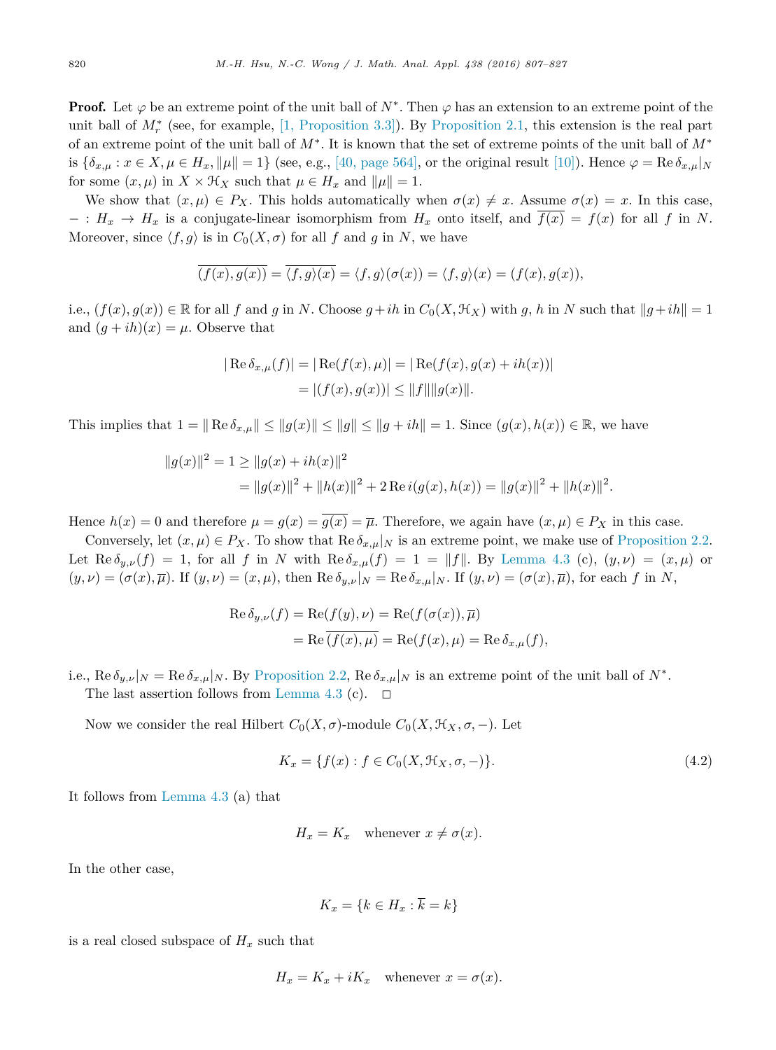**Proof.** Let $\varphi$ be an extreme point of the unit ball of $N^*$. Then $\varphi$ has an extension to an extreme point of the unit ball of $M_r^*$ (see, for example, [1, Proposition 3.3]). By Proposition 2.1, this extension is the real part of an extreme point of the unit ball of $M^*$. It is known that the set of extreme points of the unit ball of $M^*$ is $\{\delta_{x,\mu} : x \in X, \mu \in H_x, \|\mu\| = 1\}$ (see, e.g., [40, page 564], or the original result [10]). Hence $\varphi = \operatorname{Re} \delta_{x,\mu}|_N$ for some $(x, \mu)$ in $X \times \mathcal{H}_X$ such that $\mu \in H_x$ and $\|\mu\| = 1$.

We show that $(x, \mu) \in P_X$. This holds automatically when $\sigma(x) \neq x$. Assume $\sigma(x) = x$. In this case, $- : H_x \to H_x$ is a conjugate-linear isomorphism from $H_x$ onto itself, and $\overline{f(x)} = f(x)$ for all $f$ in $N$. Moreover, since $\langle f, g\rangle$ is in $C_0(X, \sigma)$ for all $f$ and $g$ in $N$, we have

$$\overline{(f(x), g(x))} = \overline{\langle f, g\rangle(x)} = \langle f, g\rangle(\sigma(x)) = \langle f, g\rangle(x) = (f(x), g(x)),$$

i.e., $(f(x), g(x)) \in \mathbb{R}$ for all $f$ and $g$ in $N$. Choose $g + ih$ in $C_0(X, \mathcal{H}_X)$ with $g$, $h$ in $N$ such that $\|g + ih\| = 1$ and $(g + ih)(x) = \mu$. Observe that

$$\begin{aligned}|\operatorname{Re} \delta_{x,\mu}(f)| &= |\operatorname{Re}(f(x), \mu)| = |\operatorname{Re}(f(x), g(x) + ih(x))| \\ &= |(f(x), g(x))| \leq \|f\|\|g(x)\|.\end{aligned}$$

This implies that $1 = \|\operatorname{Re} \delta_{x,\mu}\| \leq \|g(x)\| \leq \|g\| \leq \|g + ih\| = 1$. Since $(g(x), h(x)) \in \mathbb{R}$, we have

$$\begin{aligned}\|g(x)\|^2 = 1 &\geq \|g(x) + ih(x)\|^2 \\ &= \|g(x)\|^2 + \|h(x)\|^2 + 2 \operatorname{Re} i(g(x), h(x)) = \|g(x)\|^2 + \|h(x)\|^2.\end{aligned}$$

Hence $h(x) = 0$ and therefore $\mu = g(x) = \overline{g(x)} = \overline{\mu}$. Therefore, we again have $(x, \mu) \in P_X$ in this case.

Conversely, let $(x, \mu) \in P_X$. To show that $\operatorname{Re} \delta_{x,\mu}|_N$ is an extreme point, we make use of Proposition 2.2. Let $\operatorname{Re} \delta_{y,\nu}(f) = 1$, for all $f$ in $N$ with $\operatorname{Re} \delta_{x,\mu}(f) = 1 = \|f\|$. By Lemma 4.3 (c), $(y, \nu) = (x, \mu)$ or $(y, \nu) = (\sigma(x), \overline{\mu})$. If $(y, \nu) = (x, \mu)$, then $\operatorname{Re} \delta_{y,\nu}|_N = \operatorname{Re} \delta_{x,\mu}|_N$. If $(y, \nu) = (\sigma(x), \overline{\mu})$, for each $f$ in $N$,

$$\begin{aligned}\operatorname{Re} \delta_{y,\nu}(f) &= \operatorname{Re}(f(y), \nu) = \operatorname{Re}(f(\sigma(x)), \overline{\mu}) \\ &= \operatorname{Re} \overline{(f(x), \mu)} = \operatorname{Re}(f(x), \mu) = \operatorname{Re} \delta_{x,\mu}(f),\end{aligned}$$

i.e., $\operatorname{Re} \delta_{y,\nu}|_N = \operatorname{Re} \delta_{x,\mu}|_N$. By Proposition 2.2, $\operatorname{Re} \delta_{x,\mu}|_N$ is an extreme point of the unit ball of $N^*$.

The last assertion follows from Lemma 4.3 (c). $\square$

Now we consider the real Hilbert $C_0(X, \sigma)$-module $C_0(X, \mathcal{H}_X, \sigma, -)$. Let

$$K_x = \{f(x) : f \in C_0(X, \mathcal{H}_X, \sigma, -)\}. \tag{4.2}$$

It follows from Lemma 4.3 (a) that

$$H_x = K_x \quad \text{whenever } x \neq \sigma(x).$$

In the other case,

$$K_x = \{k \in H_x : \overline{k} = k\}$$

is a real closed subspace of $H_x$ such that

$$H_x = K_x + iK_x \quad \text{whenever } x = \sigma(x).$$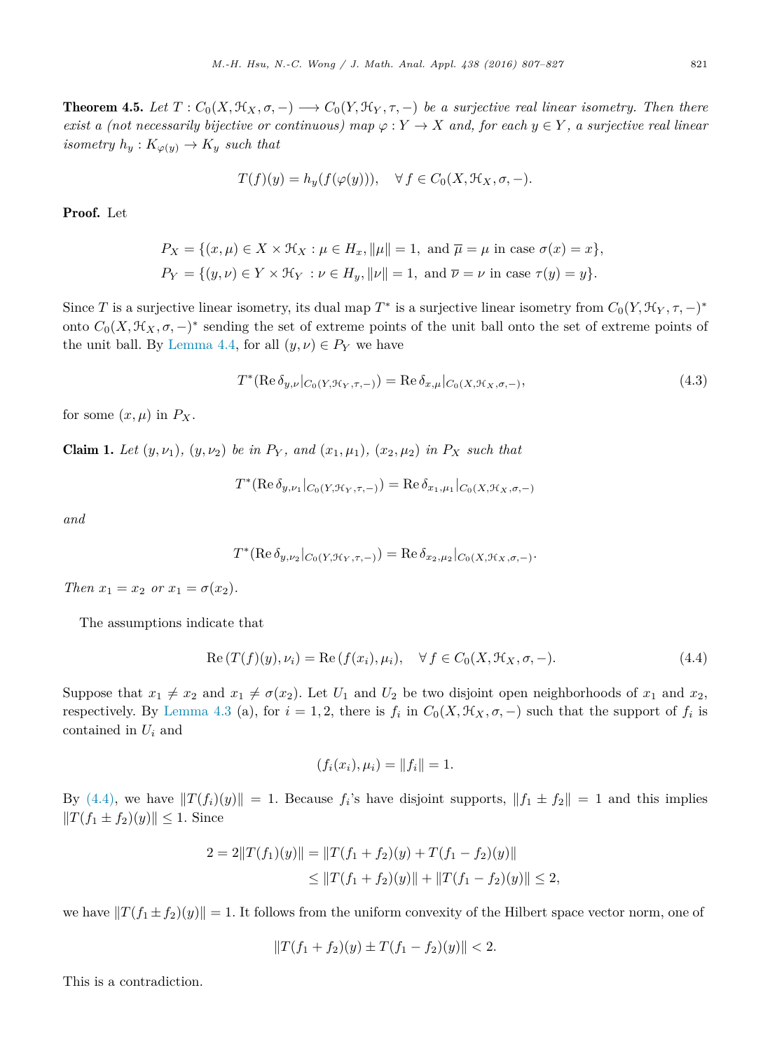**Theorem 4.5.** *Let $T : C_0(X, \mathcal{H}_X, \sigma, -) \longrightarrow C_0(Y, \mathcal{H}_Y, \tau, -)$ be a surjective real linear isometry. Then there exist a (not necessarily bijective or continuous) map $\varphi : Y \to X$ and, for each $y \in Y$, a surjective real linear isometry $h_y : K_{\varphi(y)} \to K_y$ such that*

$$T(f)(y) = h_y(f(\varphi(y))), \quad \forall\, f \in C_0(X, \mathcal{H}_X, \sigma, -).$$

**Proof.** Let

$$P_X = \{(x, \mu) \in X \times \mathcal{H}_X : \mu \in H_x, \|\mu\| = 1, \text{ and } \overline{\mu} = \mu \text{ in case } \sigma(x) = x\},$$
$$P_Y = \{(y, \nu) \in Y \times \mathcal{H}_Y \ : \nu \in H_y, \|\nu\| = 1, \text{ and } \overline{\nu} = \nu \text{ in case } \tau(y) = y\}.$$

Since $T$ is a surjective linear isometry, its dual map $T^*$ is a surjective linear isometry from $C_0(Y, \mathcal{H}_Y, \tau, -)^*$ onto $C_0(X, \mathcal{H}_X, \sigma, -)^*$ sending the set of extreme points of the unit ball onto the set of extreme points of the unit ball. By Lemma 4.4, for all $(y, \nu) \in P_Y$ we have

$$T^*(\operatorname{Re} \delta_{y,\nu}|_{C_0(Y,\mathcal{H}_Y,\tau,-)}) = \operatorname{Re} \delta_{x,\mu}|_{C_0(X,\mathcal{H}_X,\sigma,-)}, \tag{4.3}$$

for some $(x, \mu)$ in $P_X$.

**Claim 1.** *Let $(y, \nu_1)$, $(y, \nu_2)$ be in $P_Y$, and $(x_1, \mu_1)$, $(x_2, \mu_2)$ in $P_X$ such that*

$$T^*(\operatorname{Re} \delta_{y,\nu_1}|_{C_0(Y,\mathcal{H}_Y,\tau,-)}) = \operatorname{Re} \delta_{x_1,\mu_1}|_{C_0(X,\mathcal{H}_X,\sigma,-)}$$

*and*

$$T^*(\operatorname{Re} \delta_{y,\nu_2}|_{C_0(Y,\mathcal{H}_Y,\tau,-)}) = \operatorname{Re} \delta_{x_2,\mu_2}|_{C_0(X,\mathcal{H}_X,\sigma,-)}.$$

*Then $x_1 = x_2$ or $x_1 = \sigma(x_2)$.*

The assumptions indicate that

$$\operatorname{Re}\,(T(f)(y), \nu_i) = \operatorname{Re}\,(f(x_i), \mu_i), \quad \forall\, f \in C_0(X, \mathcal{H}_X, \sigma, -). \tag{4.4}$$

Suppose that $x_1 \neq x_2$ and $x_1 \neq \sigma(x_2)$. Let $U_1$ and $U_2$ be two disjoint open neighborhoods of $x_1$ and $x_2$, respectively. By Lemma 4.3 (a), for $i = 1, 2$, there is $f_i$ in $C_0(X, \mathcal{H}_X, \sigma, -)$ such that the support of $f_i$ is contained in $U_i$ and

$$(f_i(x_i), \mu_i) = \|f_i\| = 1.$$

By (4.4), we have $\|T(f_i)(y)\| = 1$. Because $f_i$'s have disjoint supports, $\|f_1 \pm f_2\| = 1$ and this implies $\|T(f_1 \pm f_2)(y)\| \leq 1$. Since

$$\begin{aligned} 2 = 2\|T(f_1)(y)\| &= \|T(f_1 + f_2)(y) + T(f_1 - f_2)(y)\| \\ &\leq \|T(f_1 + f_2)(y)\| + \|T(f_1 - f_2)(y)\| \leq 2, \end{aligned}$$

we have $\|T(f_1 \pm f_2)(y)\| = 1$. It follows from the uniform convexity of the Hilbert space vector norm, one of

$$\|T(f_1 + f_2)(y) \pm T(f_1 - f_2)(y)\| < 2.$$

This is a contradiction.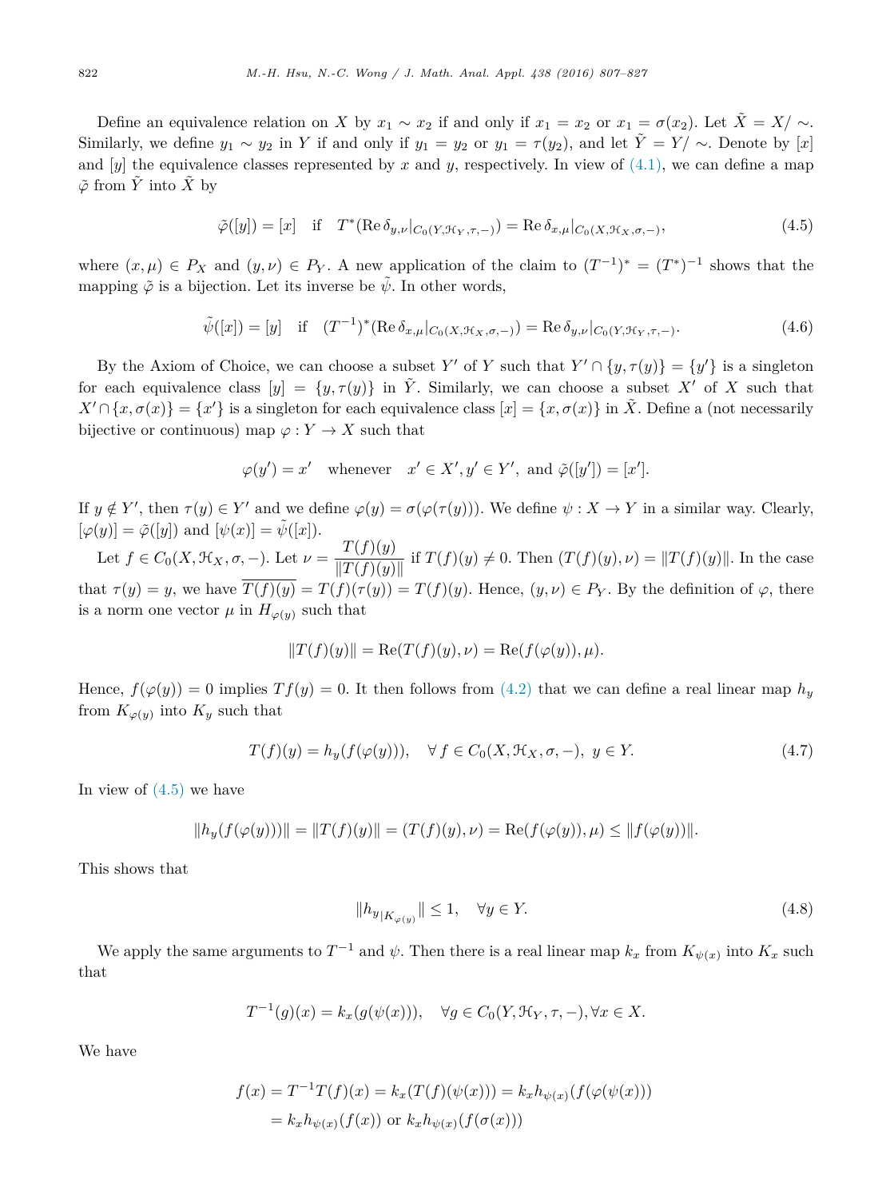Define an equivalence relation on $X$ by $x_1 \sim x_2$ if and only if $x_1 = x_2$ or $x_1 = \sigma(x_2)$. Let $\tilde{X} = X/\sim$. Similarly, we define $y_1 \sim y_2$ in $Y$ if and only if $y_1 = y_2$ or $y_1 = \tau(y_2)$, and let $\tilde{Y} = Y/\sim$. Denote by $[x]$ and $[y]$ the equivalence classes represented by $x$ and $y$, respectively. In view of (4.1), we can define a map $\tilde{\varphi}$ from $\tilde{Y}$ into $\tilde{X}$ by

$$\tilde{\varphi}([y]) = [x] \quad \text{if} \quad T^*(\operatorname{Re}\delta_{y,\nu}|_{C_0(Y,\mathcal{H}_Y,\tau,-)}) = \operatorname{Re}\delta_{x,\mu}|_{C_0(X,\mathcal{H}_X,\sigma,-)}, \tag{4.5}$$

where $(x, \mu) \in P_X$ and $(y, \nu) \in P_Y$. A new application of the claim to $(T^{-1})^* = (T^*)^{-1}$ shows that the mapping $\tilde{\varphi}$ is a bijection. Let its inverse be $\tilde{\psi}$. In other words,

$$\tilde{\psi}([x]) = [y] \quad \text{if} \quad (T^{-1})^*(\operatorname{Re}\delta_{x,\mu}|_{C_0(X,\mathcal{H}_X,\sigma,-)}) = \operatorname{Re}\delta_{y,\nu}|_{C_0(Y,\mathcal{H}_Y,\tau,-)}. \tag{4.6}$$

By the Axiom of Choice, we can choose a subset $Y'$ of $Y$ such that $Y' \cap \{y, \tau(y)\} = \{y'\}$ is a singleton for each equivalence class $[y] = \{y, \tau(y)\}$ in $\tilde{Y}$. Similarly, we can choose a subset $X'$ of $X$ such that $X' \cap \{x, \sigma(x)\} = \{x'\}$ is a singleton for each equivalence class $[x] = \{x, \sigma(x)\}$ in $\tilde{X}$. Define a (not necessarily bijective or continuous) map $\varphi : Y \to X$ such that

$$\varphi(y') = x' \quad \text{whenever} \quad x' \in X', y' \in Y', \text{ and } \tilde{\varphi}([y']) = [x'].$$

If $y \notin Y'$, then $\tau(y) \in Y'$ and we define $\varphi(y) = \sigma(\varphi(\tau(y)))$. We define $\psi : X \to Y$ in a similar way. Clearly, $[\varphi(y)] = \tilde{\varphi}([y])$ and $[\psi(x)] = \tilde{\psi}([x])$.

Let $f \in C_0(X, \mathcal{H}_X, \sigma, -)$. Let $\nu = \dfrac{T(f)(y)}{\|T(f)(y)\|}$ if $T(f)(y) \neq 0$. Then $(T(f)(y), \nu) = \|T(f)(y)\|$. In the case that $\tau(y) = y$, we have $\overline{T(f)(y)} = T(f)(\tau(y)) = T(f)(y)$. Hence, $(y, \nu) \in P_Y$. By the definition of $\varphi$, there is a norm one vector $\mu$ in $H_{\varphi(y)}$ such that

$$\|T(f)(y)\| = \operatorname{Re}(T(f)(y), \nu) = \operatorname{Re}(f(\varphi(y)), \mu).$$

Hence, $f(\varphi(y)) = 0$ implies $Tf(y) = 0$. It then follows from (4.2) that we can define a real linear map $h_y$ from $K_{\varphi(y)}$ into $K_y$ such that

$$T(f)(y) = h_y(f(\varphi(y))), \quad \forall\, f \in C_0(X, \mathcal{H}_X, \sigma, -),\ y \in Y. \tag{4.7}$$

In view of (4.5) we have

$$\|h_y(f(\varphi(y)))\| = \|T(f)(y)\| = (T(f)(y), \nu) = \operatorname{Re}(f(\varphi(y)), \mu) \le \|f(\varphi(y))\|.$$

This shows that

$$\|h_{y|K_{\varphi(y)}}\| \le 1, \quad \forall y \in Y. \tag{4.8}$$

We apply the same arguments to $T^{-1}$ and $\psi$. Then there is a real linear map $k_x$ from $K_{\psi(x)}$ into $K_x$ such that

$$T^{-1}(g)(x) = k_x(g(\psi(x))), \quad \forall g \in C_0(Y, \mathcal{H}_Y, \tau, -), \forall x \in X.$$

We have

$$\begin{aligned} f(x) = T^{-1}T(f)(x) &= k_x(T(f)(\psi(x))) = k_x h_{\psi(x)}(f(\varphi(\psi(x))) \\ &= k_x h_{\psi(x)}(f(x)) \text{ or } k_x h_{\psi(x)}(f(\sigma(x))) \end{aligned}$$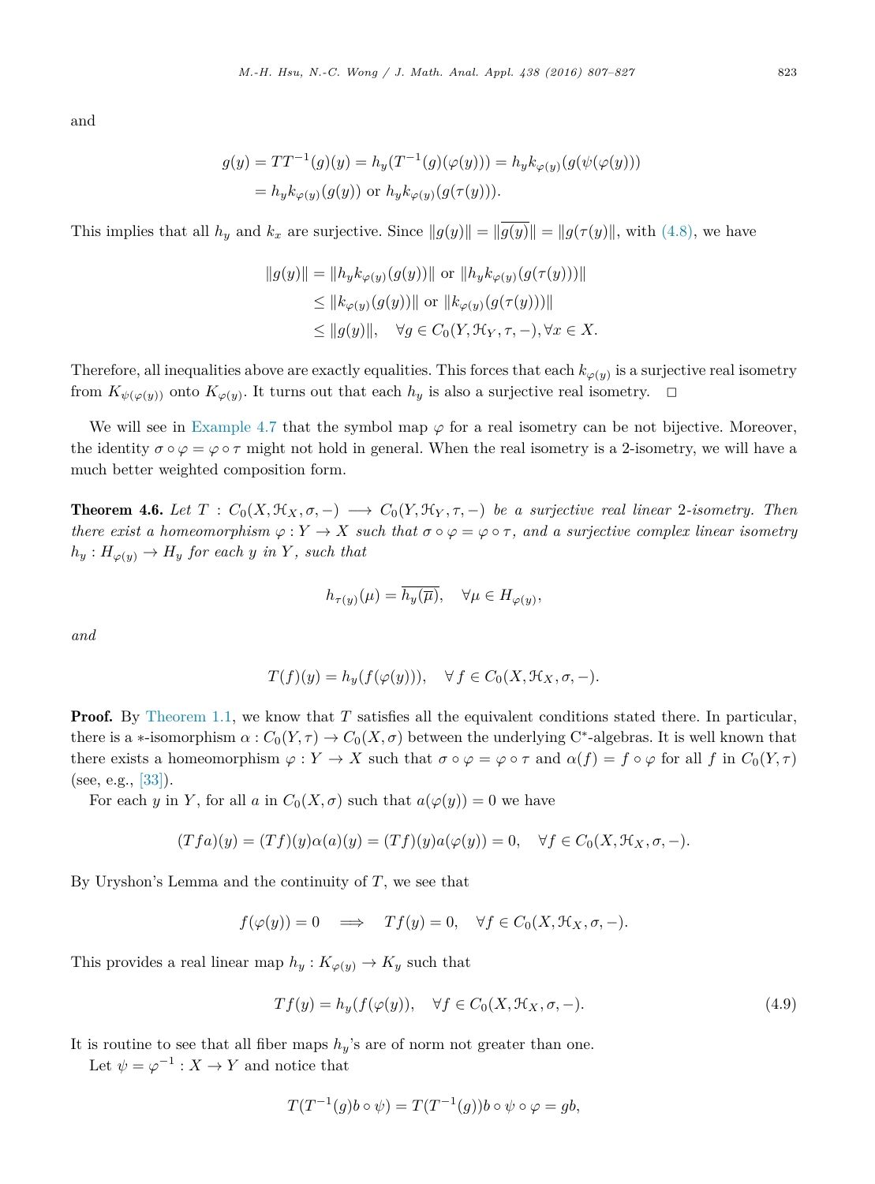and

$$
\begin{aligned}
g(y) = TT^{-1}(g)(y) &= h_y(T^{-1}(g)(\varphi(y))) = h_y k_{\varphi(y)}(g(\psi(\varphi(y)))) \\
&= h_y k_{\varphi(y)}(g(y)) \text{ or } h_y k_{\varphi(y)}(g(\tau(y))).
\end{aligned}
$$

This implies that all $h_y$ and $k_x$ are surjective. Since $\|g(y)\| = \|\overline{g(y)}\| = \|g(\tau(y)\|$, with (4.8), we have

$$
\begin{aligned}
\|g(y)\| &= \|h_y k_{\varphi(y)}(g(y))\| \text{ or } \|h_y k_{\varphi(y)}(g(\tau(y)))\| \\
&\leq \|k_{\varphi(y)}(g(y))\| \text{ or } \|k_{\varphi(y)}(g(\tau(y)))\| \\
&\leq \|g(y)\|, \quad \forall g \in C_0(Y, \mathcal{H}_Y, \tau, -), \forall x \in X.
\end{aligned}
$$

Therefore, all inequalities above are exactly equalities. This forces that each $k_{\varphi(y)}$ is a surjective real isometry from $K_{\psi(\varphi(y))}$ onto $K_{\varphi(y)}$. It turns out that each $h_y$ is also a surjective real isometry. □

We will see in Example 4.7 that the symbol map $\varphi$ for a real isometry can be not bijective. Moreover, the identity $\sigma \circ \varphi = \varphi \circ \tau$ might not hold in general. When the real isometry is a 2-isometry, we will have a much better weighted composition form.

**Theorem 4.6.** *Let $T : C_0(X, \mathcal{H}_X, \sigma, -) \longrightarrow C_0(Y, \mathcal{H}_Y, \tau, -)$ be a surjective real linear 2-isometry. Then there exist a homeomorphism $\varphi : Y \to X$ such that $\sigma \circ \varphi = \varphi \circ \tau$, and a surjective complex linear isometry $h_y : H_{\varphi(y)} \to H_y$ for each $y$ in $Y$, such that*

$$
h_{\tau(y)}(\mu) = \overline{h_y(\overline{\mu})}, \quad \forall \mu \in H_{\varphi(y)},
$$

*and*

$$
T(f)(y) = h_y(f(\varphi(y))), \quad \forall f \in C_0(X, \mathcal{H}_X, \sigma, -).
$$

**Proof.** By Theorem 1.1, we know that $T$ satisfies all the equivalent conditions stated there. In particular, there is a $*$-isomorphism $\alpha : C_0(Y, \tau) \to C_0(X, \sigma)$ between the underlying C*-algebras. It is well known that there exists a homeomorphism $\varphi : Y \to X$ such that $\sigma \circ \varphi = \varphi \circ \tau$ and $\alpha(f) = f \circ \varphi$ for all $f$ in $C_0(Y, \tau)$ (see, e.g., [33]).

For each $y$ in $Y$, for all $a$ in $C_0(X, \sigma)$ such that $a(\varphi(y)) = 0$ we have

$$
(Tfa)(y) = (Tf)(y)\alpha(a)(y) = (Tf)(y)a(\varphi(y)) = 0, \quad \forall f \in C_0(X, \mathcal{H}_X, \sigma, -).
$$

By Uryshon's Lemma and the continuity of $T$, we see that

$$
f(\varphi(y)) = 0 \quad \Longrightarrow \quad Tf(y) = 0, \quad \forall f \in C_0(X, \mathcal{H}_X, \sigma, -).
$$

This provides a real linear map $h_y : K_{\varphi(y)} \to K_y$ such that

$$
Tf(y) = h_y(f(\varphi(y)), \quad \forall f \in C_0(X, \mathcal{H}_X, \sigma, -). \tag{4.9}
$$

It is routine to see that all fiber maps $h_y$'s are of norm not greater than one.

Let $\psi = \varphi^{-1} : X \to Y$ and notice that

$$
T(T^{-1}(g)b \circ \psi) = T(T^{-1}(g))b \circ \psi \circ \varphi = gb,
$$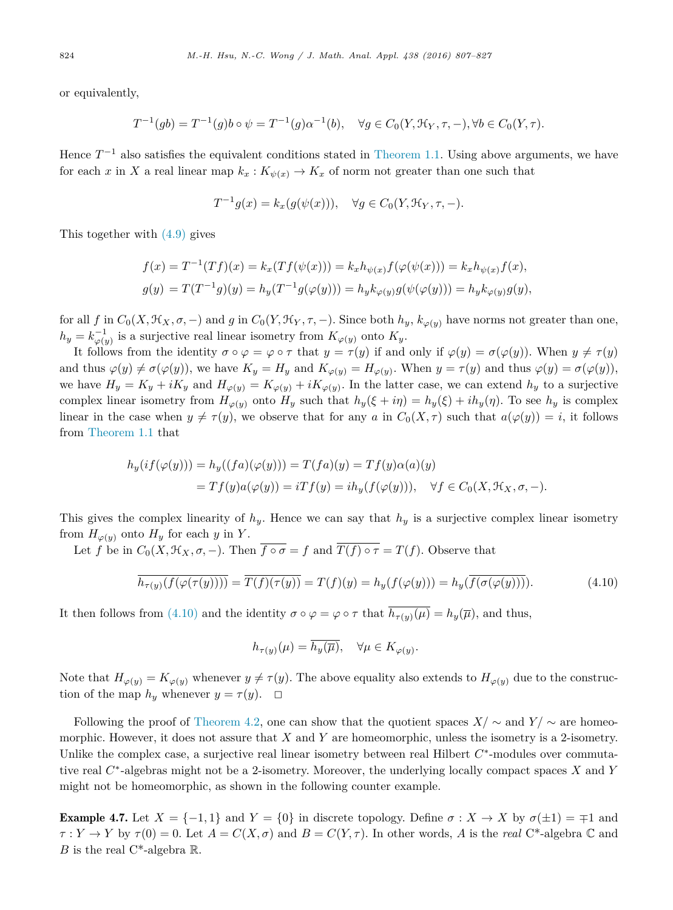or equivalently,

$$T^{-1}(gb) = T^{-1}(g)b \circ \psi = T^{-1}(g)\alpha^{-1}(b), \quad \forall g \in C_0(Y, \mathcal{H}_Y, \tau, -), \forall b \in C_0(Y, \tau).$$

Hence $T^{-1}$ also satisfies the equivalent conditions stated in Theorem 1.1. Using above arguments, we have for each $x$ in $X$ a real linear map $k_x : K_{\psi(x)} \to K_x$ of norm not greater than one such that

$$T^{-1}g(x) = k_x(g(\psi(x))), \quad \forall g \in C_0(Y, \mathcal{H}_Y, \tau, -).$$

This together with (4.9) gives

$$f(x) = T^{-1}(Tf)(x) = k_x(Tf(\psi(x))) = k_x h_{\psi(x)} f(\varphi(\psi(x))) = k_x h_{\psi(x)} f(x),$$
$$g(y) = T(T^{-1}g)(y) = h_y(T^{-1}g(\varphi(y))) = h_y k_{\varphi(y)} g(\psi(\varphi(y))) = h_y k_{\varphi(y)} g(y),$$

for all $f$ in $C_0(X, \mathcal{H}_X, \sigma, -)$ and $g$ in $C_0(Y, \mathcal{H}_Y, \tau, -)$. Since both $h_y$, $k_{\varphi(y)}$ have norms not greater than one, $h_y = k_{\varphi(y)}^{-1}$ is a surjective real linear isometry from $K_{\varphi(y)}$ onto $K_y$.

It follows from the identity $\sigma \circ \varphi = \varphi \circ \tau$ that $y = \tau(y)$ if and only if $\varphi(y) = \sigma(\varphi(y))$. When $y \neq \tau(y)$ and thus $\varphi(y) \neq \sigma(\varphi(y))$, we have $K_y = H_y$ and $K_{\varphi(y)} = H_{\varphi(y)}$. When $y = \tau(y)$ and thus $\varphi(y) = \sigma(\varphi(y))$, we have $H_y = K_y + iK_y$ and $H_{\varphi(y)} = K_{\varphi(y)} + iK_{\varphi(y)}$. In the latter case, we can extend $h_y$ to a surjective complex linear isometry from $H_{\varphi(y)}$ onto $H_y$ such that $h_y(\xi + i\eta) = h_y(\xi) + ih_y(\eta)$. To see $h_y$ is complex linear in the case when $y \neq \tau(y)$, we observe that for any $a$ in $C_0(X, \tau)$ such that $a(\varphi(y)) = i$, it follows from Theorem 1.1 that

$$\begin{aligned} h_y(if(\varphi(y))) &= h_y((fa)(\varphi(y))) = T(fa)(y) = Tf(y)\alpha(a)(y) \\ &= Tf(y)a(\varphi(y)) = iTf(y) = ih_y(f(\varphi(y))), \quad \forall f \in C_0(X, \mathcal{H}_X, \sigma, -). \end{aligned}$$

This gives the complex linearity of $h_y$. Hence we can say that $h_y$ is a surjective complex linear isometry from $H_{\varphi(y)}$ onto $H_y$ for each $y$ in $Y$.

Let $f$ be in $C_0(X, \mathcal{H}_X, \sigma, -)$. Then $\overline{f \circ \sigma} = f$ and $\overline{T(f) \circ \tau} = T(f)$. Observe that

$$\overline{h_{\tau(y)}(f(\varphi(\tau(y))))} = \overline{T(f)(\tau(y))} = T(f)(y) = h_y(f(\varphi(y))) = h_y(\overline{f(\sigma(\varphi(y)))}). \tag{4.10}$$

It then follows from (4.10) and the identity $\sigma \circ \varphi = \varphi \circ \tau$ that $\overline{h_{\tau(y)}(\mu)} = h_y(\overline{\mu})$, and thus,

$$h_{\tau(y)}(\mu) = \overline{h_y(\overline{\mu})}, \quad \forall \mu \in K_{\varphi(y)}.$$

Note that $H_{\varphi(y)} = K_{\varphi(y)}$ whenever $y \neq \tau(y)$. The above equality also extends to $H_{\varphi(y)}$ due to the construction of the map $h_y$ whenever $y = \tau(y)$. $\square$

Following the proof of Theorem 4.2, one can show that the quotient spaces $X/\sim$ and $Y/\sim$ are homeomorphic. However, it does not assure that $X$ and $Y$ are homeomorphic, unless the isometry is a 2-isometry. Unlike the complex case, a surjective real linear isometry between real Hilbert $C^*$-modules over commutative real $C^*$-algebras might not be a 2-isometry. Moreover, the underlying locally compact spaces $X$ and $Y$ might not be homeomorphic, as shown in the following counter example.

**Example 4.7.** Let $X = \{-1, 1\}$ and $Y = \{0\}$ in discrete topology. Define $\sigma : X \to X$ by $\sigma(\pm 1) = \mp 1$ and $\tau : Y \to Y$ by $\tau(0) = 0$. Let $A = C(X, \sigma)$ and $B = C(Y, \tau)$. In other words, $A$ is the *real* C*-algebra $\mathbb{C}$ and $B$ is the real C*-algebra $\mathbb{R}$.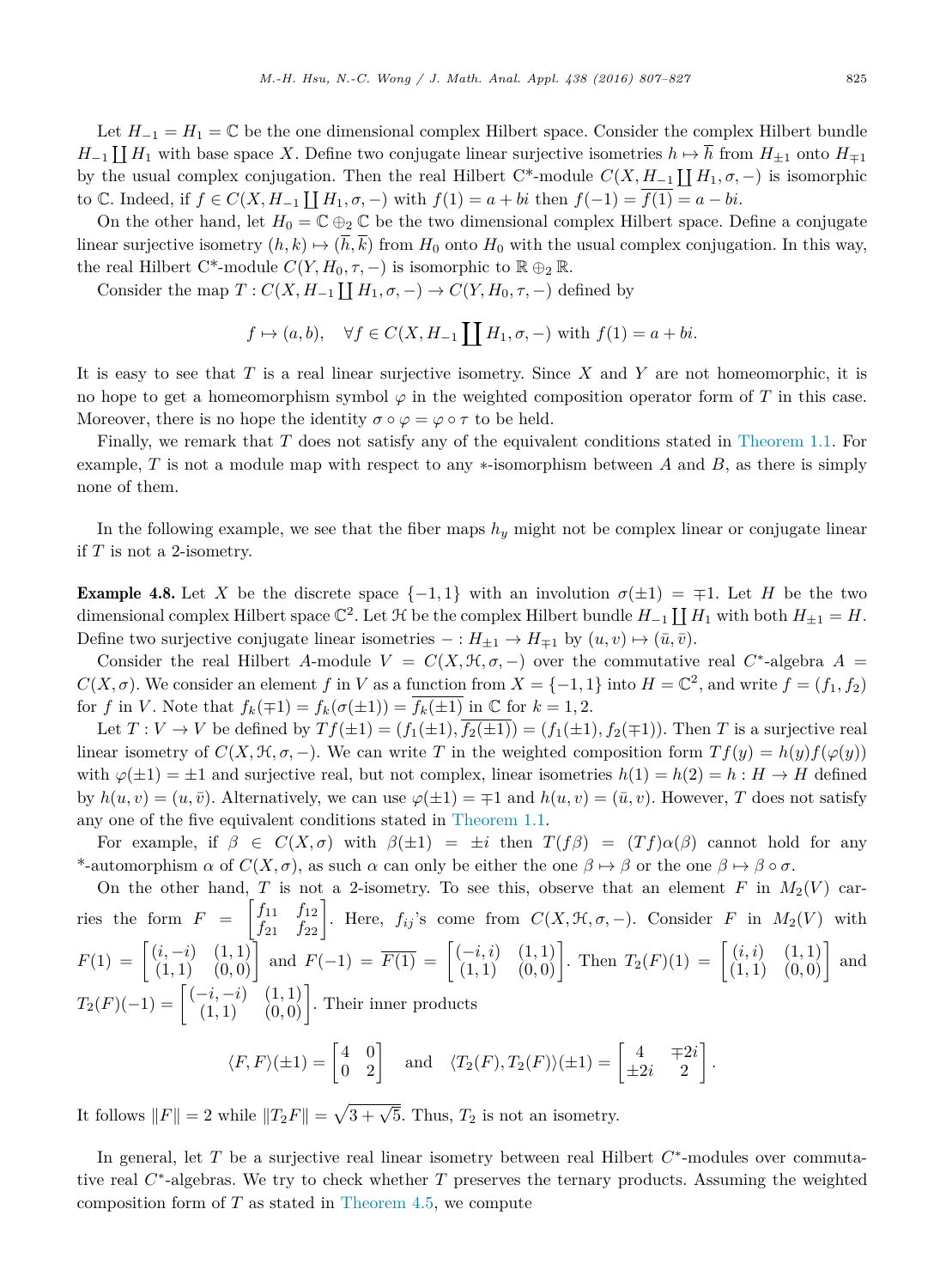Let $H_{-1} = H_1 = \mathbb{C}$ be the one dimensional complex Hilbert space. Consider the complex Hilbert bundle $H_{-1} \coprod H_1$ with base space $X$. Define two conjugate linear surjective isometries $h \mapsto \overline{h}$ from $H_{\pm 1}$ onto $H_{\mp 1}$ by the usual complex conjugation. Then the real Hilbert C\*-module $C(X, H_{-1} \coprod H_1, \sigma, -)$ is isomorphic to $\mathbb{C}$. Indeed, if $f \in C(X, H_{-1} \coprod H_1, \sigma, -)$ with $f(1) = a + bi$ then $f(-1) = \overline{f(1)} = a - bi$.

On the other hand, let $H_0 = \mathbb{C} \oplus_2 \mathbb{C}$ be the two dimensional complex Hilbert space. Define a conjugate linear surjective isometry $(h, k) \mapsto (\overline{h}, \overline{k})$ from $H_0$ onto $H_0$ with the usual complex conjugation. In this way, the real Hilbert C\*-module $C(Y, H_0, \tau, -)$ is isomorphic to $\mathbb{R} \oplus_2 \mathbb{R}$.

Consider the map $T : C(X, H_{-1} \coprod H_1, \sigma, -) \to C(Y, H_0, \tau, -)$ defined by

$$f \mapsto (a, b), \quad \forall f \in C(X, H_{-1} \coprod H_1, \sigma, -) \text{ with } f(1) = a + bi.$$

It is easy to see that $T$ is a real linear surjective isometry. Since $X$ and $Y$ are not homeomorphic, it is no hope to get a homeomorphism symbol $\varphi$ in the weighted composition operator form of $T$ in this case. Moreover, there is no hope the identity $\sigma \circ \varphi = \varphi \circ \tau$ to be held.

Finally, we remark that $T$ does not satisfy any of the equivalent conditions stated in Theorem 1.1. For example, $T$ is not a module map with respect to any $*$-isomorphism between $A$ and $B$, as there is simply none of them.

In the following example, we see that the fiber maps $h_y$ might not be complex linear or conjugate linear if $T$ is not a 2-isometry.

**Example 4.8.** Let $X$ be the discrete space $\{-1, 1\}$ with an involution $\sigma(\pm 1) = \mp 1$. Let $H$ be the two dimensional complex Hilbert space $\mathbb{C}^2$. Let $\mathcal{H}$ be the complex Hilbert bundle $H_{-1} \coprod H_1$ with both $H_{\pm 1} = H$. Define two surjective conjugate linear isometries $- : H_{\pm 1} \to H_{\mp 1}$ by $(u, v) \mapsto (\bar{u}, \bar{v})$.

Consider the real Hilbert $A$-module $V = C(X, \mathcal{H}, \sigma, -)$ over the commutative real $C^*$-algebra $A = C(X, \sigma)$. We consider an element $f$ in $V$ as a function from $X = \{-1, 1\}$ into $H = \mathbb{C}^2$, and write $f = (f_1, f_2)$ for $f$ in $V$. Note that $f_k(\mp 1) = f_k(\sigma(\pm 1)) = \overline{f_k(\pm 1)}$ in $\mathbb{C}$ for $k = 1, 2$.

Let $T : V \to V$ be defined by $Tf(\pm 1) = (f_1(\pm 1), \overline{f_2(\pm 1)}) = (f_1(\pm 1), f_2(\mp 1))$. Then $T$ is a surjective real linear isometry of $C(X, \mathcal{H}, \sigma, -)$. We can write $T$ in the weighted composition form $Tf(y) = h(y)f(\varphi(y))$ with $\varphi(\pm 1) = \pm 1$ and surjective real, but not complex, linear isometries $h(1) = h(2) = h : H \to H$ defined by $h(u, v) = (u, \bar{v})$. Alternatively, we can use $\varphi(\pm 1) = \mp 1$ and $h(u, v) = (\bar{u}, v)$. However, $T$ does not satisfy any one of the five equivalent conditions stated in Theorem 1.1.

For example, if $\beta \in C(X, \sigma)$ with $\beta(\pm 1) = \pm i$ then $T(f\beta) = (Tf)\alpha(\beta)$ cannot hold for any \*-automorphism $\alpha$ of $C(X, \sigma)$, as such $\alpha$ can only be either the one $\beta \mapsto \beta$ or the one $\beta \mapsto \beta \circ \sigma$.

On the other hand, $T$ is not a 2-isometry. To see this, observe that an element $F$ in $M_2(V)$ carries the form $F = \begin{bmatrix} f_{11} & f_{12} \\ f_{21} & f_{22} \end{bmatrix}$. Here, $f_{ij}$'s come from $C(X, \mathcal{H}, \sigma, -)$. Consider $F$ in $M_2(V)$ with $F(1) = \begin{bmatrix} (i, -i) & (1, 1) \\ (1, 1) & (0, 0) \end{bmatrix}$ and $F(-1) = \overline{F(1)} = \begin{bmatrix} (-i, i) & (1, 1) \\ (1, 1) & (0, 0) \end{bmatrix}$. Then $T_2(F)(1) = \begin{bmatrix} (i, i) & (1, 1) \\ (1, 1) & (0, 0) \end{bmatrix}$ and $T_2(F)(-1) = \begin{bmatrix} (-i, -i) & (1, 1) \\ (1, 1) & (0, 0) \end{bmatrix}$. Their inner products

$$\langle F, F \rangle(\pm 1) = \begin{bmatrix} 4 & 0 \\ 0 & 2 \end{bmatrix} \quad \text{and} \quad \langle T_2(F), T_2(F) \rangle(\pm 1) = \begin{bmatrix} 4 & \mp 2i \\ \pm 2i & 2 \end{bmatrix}.$$

It follows $\|F\| = 2$ while $\|T_2 F\| = \sqrt{3 + \sqrt{5}}$. Thus, $T_2$ is not an isometry.

In general, let $T$ be a surjective real linear isometry between real Hilbert $C^*$-modules over commutative real $C^*$-algebras. We try to check whether $T$ preserves the ternary products. Assuming the weighted composition form of $T$ as stated in Theorem 4.5, we compute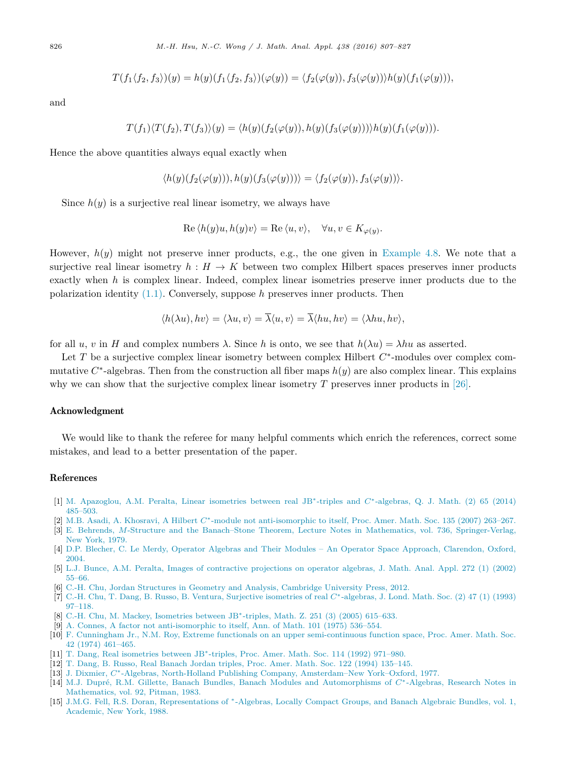$$T(f_1\langle f_2, f_3\rangle)(y) = h(y)(f_1\langle f_2, f_3\rangle)(\varphi(y)) = \langle f_2(\varphi(y)), f_3(\varphi(y))\rangle h(y)(f_1(\varphi(y))),$$

and

$$T(f_1)\langle T(f_2), T(f_3)\rangle(y) = \langle h(y)(f_2(\varphi(y))), h(y)(f_3(\varphi(y)))\rangle h(y)(f_1(\varphi(y))).$$

Hence the above quantities always equal exactly when

$$\langle h(y)(f_2(\varphi(y))), h(y)(f_3(\varphi(y)))\rangle = \langle f_2(\varphi(y)), f_3(\varphi(y))\rangle.$$

Since $h(y)$ is a surjective real linear isometry, we always have

$$\operatorname{Re}\langle h(y)u, h(y)v\rangle = \operatorname{Re}\langle u, v\rangle, \quad \forall u, v \in K_{\varphi(y)}.$$

However, $h(y)$ might not preserve inner products, e.g., the one given in Example 4.8. We note that a surjective real linear isometry $h : H \to K$ between two complex Hilbert spaces preserves inner products exactly when $h$ is complex linear. Indeed, complex linear isometries preserve inner products due to the polarization identity (1.1). Conversely, suppose $h$ preserves inner products. Then

$$\langle h(\lambda u), hv\rangle = \langle \lambda u, v\rangle = \overline{\lambda}\langle u, v\rangle = \overline{\lambda}\langle hu, hv\rangle = \langle \lambda hu, hv\rangle,$$

for all $u$, $v$ in $H$ and complex numbers $\lambda$. Since $h$ is onto, we see that $h(\lambda u) = \lambda hu$ as asserted.

Let $T$ be a surjective complex linear isometry between complex Hilbert $C^*$-modules over complex commutative $C^*$-algebras. Then from the construction all fiber maps $h(y)$ are also complex linear. This explains why we can show that the surjective complex linear isometry $T$ preserves inner products in [26].

## Acknowledgment

We would like to thank the referee for many helpful comments which enrich the references, correct some mistakes, and lead to a better presentation of the paper.

## References

[1] M. Apazoglou, A.M. Peralta, Linear isometries between real JB*-triples and $C^*$-algebras, Q. J. Math. (2) 65 (2014) 485–503.

[2] M.B. Asadi, A. Khosravi, A Hilbert $C^*$-module not anti-isomorphic to itself, Proc. Amer. Math. Soc. 135 (2007) 263–267.

[3] E. Behrends, *M*-Structure and the Banach–Stone Theorem, Lecture Notes in Mathematics, vol. 736, Springer-Verlag, New York, 1979.

[4] D.P. Blecher, C. Le Merdy, Operator Algebras and Their Modules – An Operator Space Approach, Clarendon, Oxford, 2004.

[5] L.J. Bunce, A.M. Peralta, Images of contractive projections on operator algebras, J. Math. Anal. Appl. 272 (1) (2002) 55–66.

[6] C.-H. Chu, Jordan Structures in Geometry and Analysis, Cambridge University Press, 2012.

[7] C.-H. Chu, T. Dang, B. Russo, B. Ventura, Surjective isometries of real $C^*$-algebras, J. Lond. Math. Soc. (2) 47 (1) (1993) 97–118.

[8] C.-H. Chu, M. Mackey, Isometries between JB*-triples, Math. Z. 251 (3) (2005) 615–633.

[9] A. Connes, A factor not anti-isomorphic to itself, Ann. of Math. 101 (1975) 536–554.

[10] F. Cunningham Jr., N.M. Roy, Extreme functionals on an upper semi-continuous function space, Proc. Amer. Math. Soc. 42 (1974) 461–465.

[11] T. Dang, Real isometries between JB*-triples, Proc. Amer. Math. Soc. 114 (1992) 971–980.

[12] T. Dang, B. Russo, Real Banach Jordan triples, Proc. Amer. Math. Soc. 122 (1994) 135–145.

[13] J. Dixmier, $C^*$-Algebras, North-Holland Publishing Company, Amsterdam–New York–Oxford, 1977.

[14] M.J. Dupré, R.M. Gillette, Banach Bundles, Banach Modules and Automorphisms of $C^*$-Algebras, Research Notes in Mathematics, vol. 92, Pitman, 1983.

[15] J.M.G. Fell, R.S. Doran, Representations of *-Algebras, Locally Compact Groups, and Banach Algebraic Bundles, vol. 1, Academic, New York, 1988.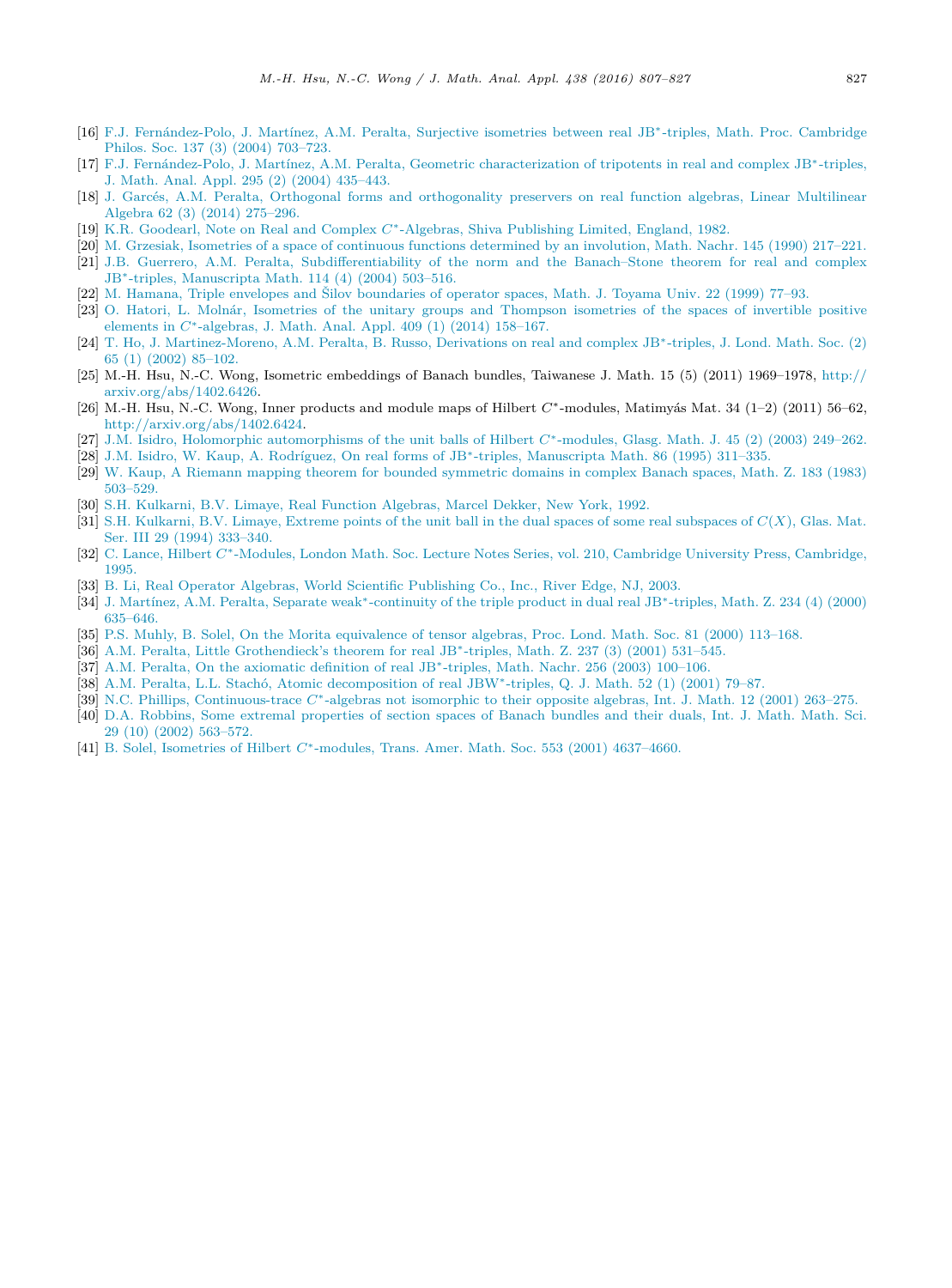[16] F.J. Fernández-Polo, J. Martínez, A.M. Peralta, Surjective isometries between real JB*-triples, Math. Proc. Cambridge Philos. Soc. 137 (3) (2004) 703–723.

[17] F.J. Fernández-Polo, J. Martínez, A.M. Peralta, Geometric characterization of tripotents in real and complex JB*-triples, J. Math. Anal. Appl. 295 (2) (2004) 435–443.

[18] J. Garcés, A.M. Peralta, Orthogonal forms and orthogonality preservers on real function algebras, Linear Multilinear Algebra 62 (3) (2014) 275–296.

[19] K.R. Goodearl, Note on Real and Complex $C^*$-Algebras, Shiva Publishing Limited, England, 1982.

[20] M. Grzesiak, Isometries of a space of continuous functions determined by an involution, Math. Nachr. 145 (1990) 217–221.

[21] J.B. Guerrero, A.M. Peralta, Subdifferentiability of the norm and the Banach–Stone theorem for real and complex JB*-triples, Manuscripta Math. 114 (4) (2004) 503–516.

[22] M. Hamana, Triple envelopes and Šilov boundaries of operator spaces, Math. J. Toyama Univ. 22 (1999) 77–93.

[23] O. Hatori, L. Molnár, Isometries of the unitary groups and Thompson isometries of the spaces of invertible positive elements in $C^*$-algebras, J. Math. Anal. Appl. 409 (1) (2014) 158–167.

[24] T. Ho, J. Martinez-Moreno, A.M. Peralta, B. Russo, Derivations on real and complex JB*-triples, J. Lond. Math. Soc. (2) 65 (1) (2002) 85–102.

[25] M.-H. Hsu, N.-C. Wong, Isometric embeddings of Banach bundles, Taiwanese J. Math. 15 (5) (2011) 1969–1978, http://arxiv.org/abs/1402.6426.

[26] M.-H. Hsu, N.-C. Wong, Inner products and module maps of Hilbert $C^*$-modules, Matimyás Mat. 34 (1–2) (2011) 56–62, http://arxiv.org/abs/1402.6424.

[27] J.M. Isidro, Holomorphic automorphisms of the unit balls of Hilbert $C^*$-modules, Glasg. Math. J. 45 (2) (2003) 249–262.

[28] J.M. Isidro, W. Kaup, A. Rodríguez, On real forms of JB*-triples, Manuscripta Math. 86 (1995) 311–335.

[29] W. Kaup, A Riemann mapping theorem for bounded symmetric domains in complex Banach spaces, Math. Z. 183 (1983) 503–529.

[30] S.H. Kulkarni, B.V. Limaye, Real Function Algebras, Marcel Dekker, New York, 1992.

[31] S.H. Kulkarni, B.V. Limaye, Extreme points of the unit ball in the dual spaces of some real subspaces of $C(X)$, Glas. Mat. Ser. III 29 (1994) 333–340.

[32] C. Lance, Hilbert $C^*$-Modules, London Math. Soc. Lecture Notes Series, vol. 210, Cambridge University Press, Cambridge, 1995.

[33] B. Li, Real Operator Algebras, World Scientific Publishing Co., Inc., River Edge, NJ, 2003.

[34] J. Martínez, A.M. Peralta, Separate weak*-continuity of the triple product in dual real JB*-triples, Math. Z. 234 (4) (2000) 635–646.

[35] P.S. Muhly, B. Solel, On the Morita equivalence of tensor algebras, Proc. Lond. Math. Soc. 81 (2000) 113–168.

[36] A.M. Peralta, Little Grothendieck's theorem for real JB*-triples, Math. Z. 237 (3) (2001) 531–545.

[37] A.M. Peralta, On the axiomatic definition of real JB*-triples, Math. Nachr. 256 (2003) 100–106.

[38] A.M. Peralta, L.L. Stachó, Atomic decomposition of real JBW*-triples, Q. J. Math. 52 (1) (2001) 79–87.

[39] N.C. Phillips, Continuous-trace $C^*$-algebras not isomorphic to their opposite algebras, Int. J. Math. 12 (2001) 263–275.

[40] D.A. Robbins, Some extremal properties of section spaces of Banach bundles and their duals, Int. J. Math. Math. Sci. 29 (10) (2002) 563–572.

[41] B. Solel, Isometries of Hilbert $C^*$-modules, Trans. Amer. Math. Soc. 553 (2001) 4637–4660.